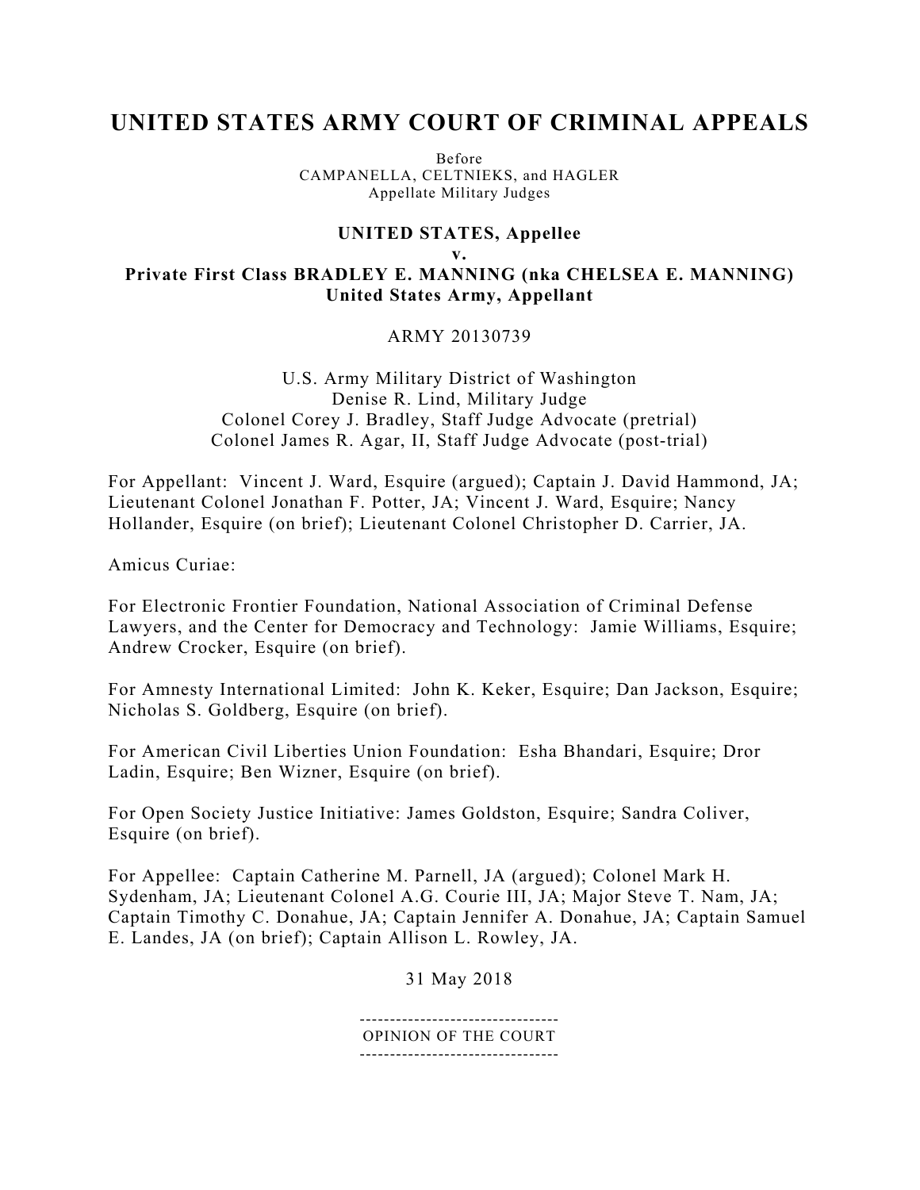# UNITED STATES ARMY COURT OF CRIMINAL APPEALS

Before
CAMPANELLA, CELTNIEKS, and HAGLER
Appellate Military Judges

**UNITED STATES, Appellee**
**v.**
**Private First Class BRADLEY E. MANNING (nka CHELSEA E. MANNING)**
**United States Army, Appellant**

ARMY 20130739

U.S. Army Military District of Washington
Denise R. Lind, Military Judge
Colonel Corey J. Bradley, Staff Judge Advocate (pretrial)
Colonel James R. Agar, II, Staff Judge Advocate (post-trial)

For Appellant: Vincent J. Ward, Esquire (argued); Captain J. David Hammond, JA; Lieutenant Colonel Jonathan F. Potter, JA; Vincent J. Ward, Esquire; Nancy Hollander, Esquire (on brief); Lieutenant Colonel Christopher D. Carrier, JA.

Amicus Curiae:

For Electronic Frontier Foundation, National Association of Criminal Defense Lawyers, and the Center for Democracy and Technology: Jamie Williams, Esquire; Andrew Crocker, Esquire (on brief).

For Amnesty International Limited: John K. Keker, Esquire; Dan Jackson, Esquire; Nicholas S. Goldberg, Esquire (on brief).

For American Civil Liberties Union Foundation: Esha Bhandari, Esquire; Dror Ladin, Esquire; Ben Wizner, Esquire (on brief).

For Open Society Justice Initiative: James Goldston, Esquire; Sandra Coliver, Esquire (on brief).

For Appellee: Captain Catherine M. Parnell, JA (argued); Colonel Mark H. Sydenham, JA; Lieutenant Colonel A.G. Courie III, JA; Major Steve T. Nam, JA; Captain Timothy C. Donahue, JA; Captain Jennifer A. Donahue, JA; Captain Samuel E. Landes, JA (on brief); Captain Allison L. Rowley, JA.

31 May 2018

---------------------------------
OPINION OF THE COURT
---------------------------------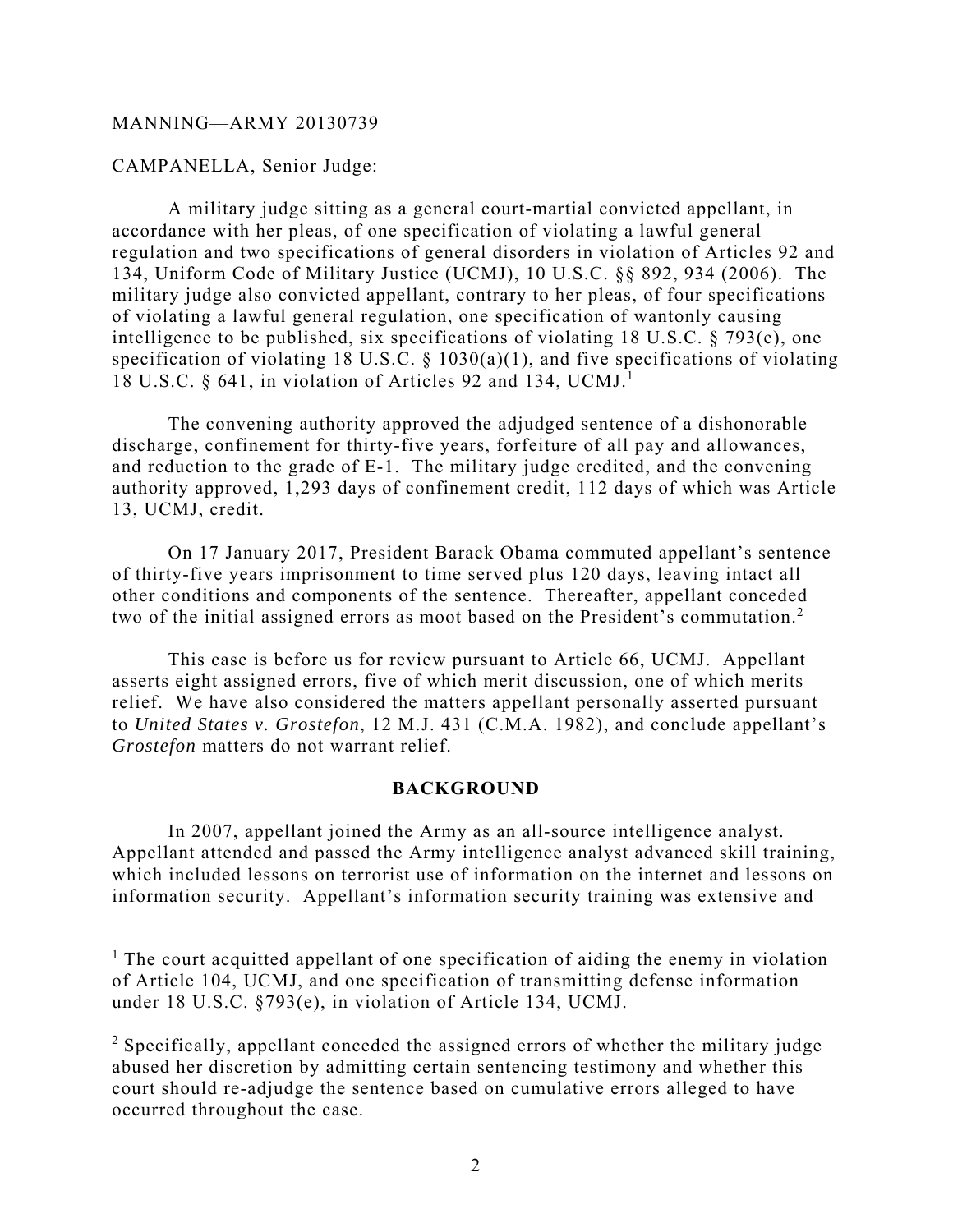MANNING—ARMY 20130739

CAMPANELLA, Senior Judge:

A military judge sitting as a general court-martial convicted appellant, in accordance with her pleas, of one specification of violating a lawful general regulation and two specifications of general disorders in violation of Articles 92 and 134, Uniform Code of Military Justice (UCMJ), 10 U.S.C. §§ 892, 934 (2006). The military judge also convicted appellant, contrary to her pleas, of four specifications of violating a lawful general regulation, one specification of wantonly causing intelligence to be published, six specifications of violating 18 U.S.C. § 793(e), one specification of violating 18 U.S.C. § 1030(a)(1), and five specifications of violating 18 U.S.C. § 641, in violation of Articles 92 and 134, UCMJ.[1]

The convening authority approved the adjudged sentence of a dishonorable discharge, confinement for thirty-five years, forfeiture of all pay and allowances, and reduction to the grade of E-1. The military judge credited, and the convening authority approved, 1,293 days of confinement credit, 112 days of which was Article 13, UCMJ, credit.

On 17 January 2017, President Barack Obama commuted appellant's sentence of thirty-five years imprisonment to time served plus 120 days, leaving intact all other conditions and components of the sentence. Thereafter, appellant conceded two of the initial assigned errors as moot based on the President's commutation.[2]

This case is before us for review pursuant to Article 66, UCMJ. Appellant asserts eight assigned errors, five of which merit discussion, one of which merits relief. We have also considered the matters appellant personally asserted pursuant to *United States v. Grostefon*, 12 M.J. 431 (C.M.A. 1982), and conclude appellant's *Grostefon* matters do not warrant relief.

## BACKGROUND

In 2007, appellant joined the Army as an all-source intelligence analyst. Appellant attended and passed the Army intelligence analyst advanced skill training, which included lessons on terrorist use of information on the internet and lessons on information security. Appellant's information security training was extensive and

---

[1] The court acquitted appellant of one specification of aiding the enemy in violation of Article 104, UCMJ, and one specification of transmitting defense information under 18 U.S.C. §793(e), in violation of Article 134, UCMJ.

[2] Specifically, appellant conceded the assigned errors of whether the military judge abused her discretion by admitting certain sentencing testimony and whether this court should re-adjudge the sentence based on cumulative errors alleged to have occurred throughout the case.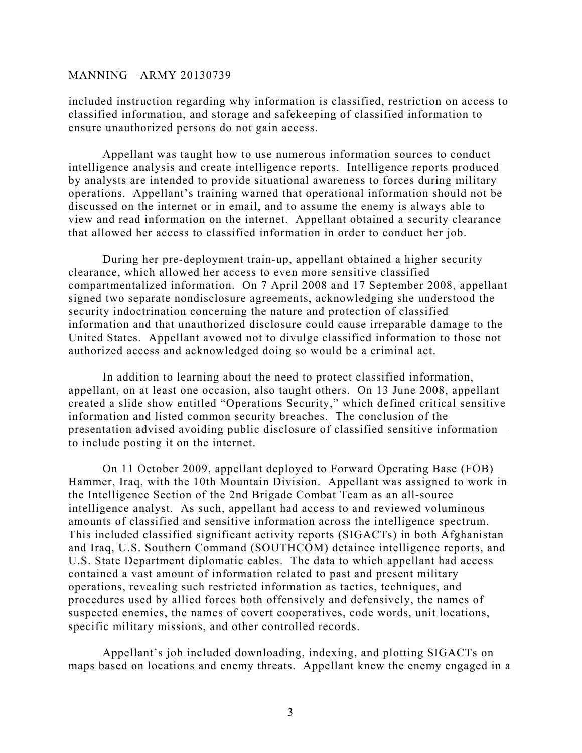included instruction regarding why information is classified, restriction on access to classified information, and storage and safekeeping of classified information to ensure unauthorized persons do not gain access.

Appellant was taught how to use numerous information sources to conduct intelligence analysis and create intelligence reports. Intelligence reports produced by analysts are intended to provide situational awareness to forces during military operations. Appellant's training warned that operational information should not be discussed on the internet or in email, and to assume the enemy is always able to view and read information on the internet. Appellant obtained a security clearance that allowed her access to classified information in order to conduct her job.

During her pre-deployment train-up, appellant obtained a higher security clearance, which allowed her access to even more sensitive classified compartmentalized information. On 7 April 2008 and 17 September 2008, appellant signed two separate nondisclosure agreements, acknowledging she understood the security indoctrination concerning the nature and protection of classified information and that unauthorized disclosure could cause irreparable damage to the United States. Appellant avowed not to divulge classified information to those not authorized access and acknowledged doing so would be a criminal act.

In addition to learning about the need to protect classified information, appellant, on at least one occasion, also taught others. On 13 June 2008, appellant created a slide show entitled "Operations Security," which defined critical sensitive information and listed common security breaches. The conclusion of the presentation advised avoiding public disclosure of classified sensitive information—to include posting it on the internet.

On 11 October 2009, appellant deployed to Forward Operating Base (FOB) Hammer, Iraq, with the 10th Mountain Division. Appellant was assigned to work in the Intelligence Section of the 2nd Brigade Combat Team as an all-source intelligence analyst. As such, appellant had access to and reviewed voluminous amounts of classified and sensitive information across the intelligence spectrum. This included classified significant activity reports (SIGACTs) in both Afghanistan and Iraq, U.S. Southern Command (SOUTHCOM) detainee intelligence reports, and U.S. State Department diplomatic cables. The data to which appellant had access contained a vast amount of information related to past and present military operations, revealing such restricted information as tactics, techniques, and procedures used by allied forces both offensively and defensively, the names of suspected enemies, the names of covert cooperatives, code words, unit locations, specific military missions, and other controlled records.

Appellant's job included downloading, indexing, and plotting SIGACTs on maps based on locations and enemy threats. Appellant knew the enemy engaged in a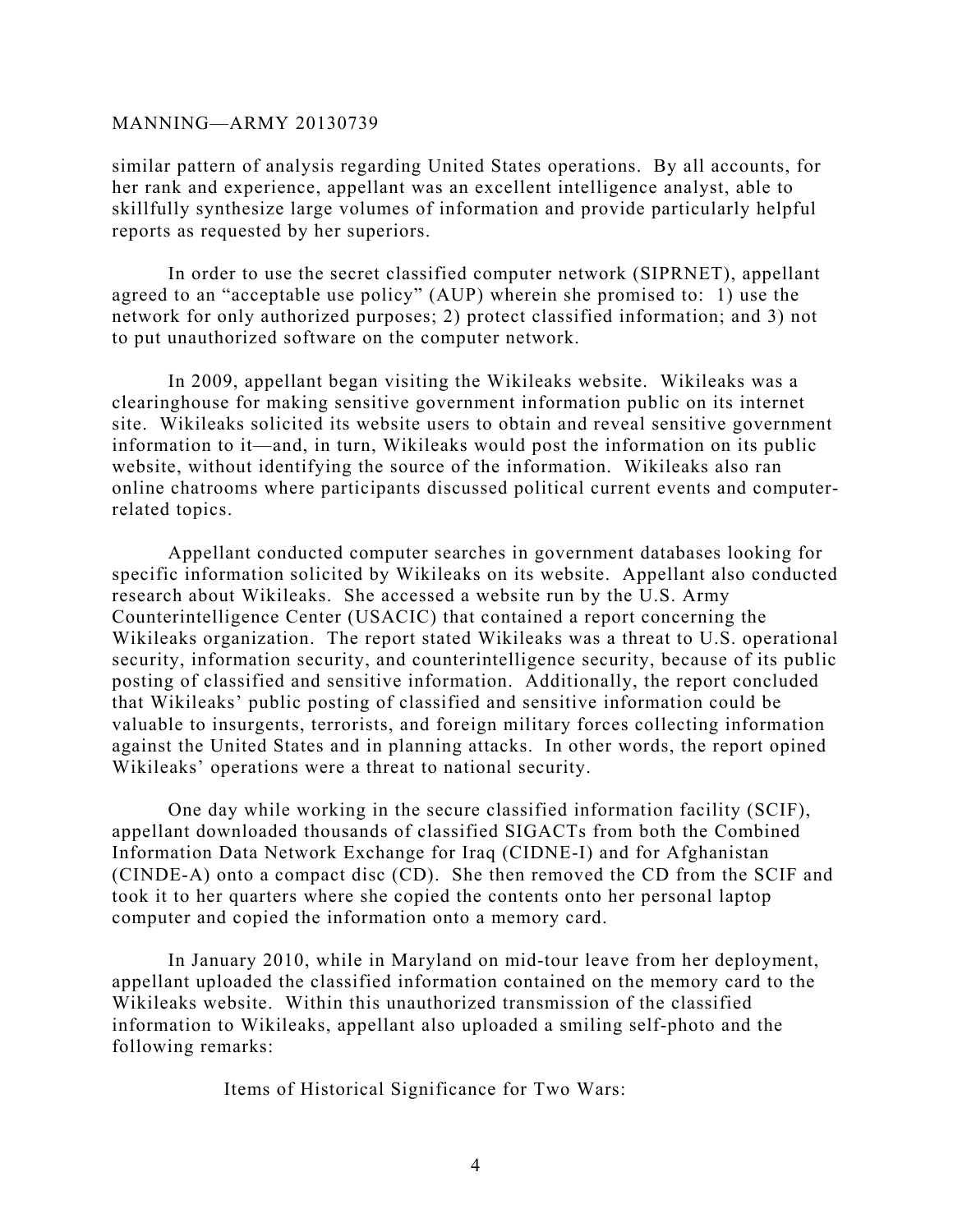similar pattern of analysis regarding United States operations. By all accounts, for her rank and experience, appellant was an excellent intelligence analyst, able to skillfully synthesize large volumes of information and provide particularly helpful reports as requested by her superiors.

In order to use the secret classified computer network (SIPRNET), appellant agreed to an "acceptable use policy" (AUP) wherein she promised to: 1) use the network for only authorized purposes; 2) protect classified information; and 3) not to put unauthorized software on the computer network.

In 2009, appellant began visiting the Wikileaks website. Wikileaks was a clearinghouse for making sensitive government information public on its internet site. Wikileaks solicited its website users to obtain and reveal sensitive government information to it—and, in turn, Wikileaks would post the information on its public website, without identifying the source of the information. Wikileaks also ran online chatrooms where participants discussed political current events and computer-related topics.

Appellant conducted computer searches in government databases looking for specific information solicited by Wikileaks on its website. Appellant also conducted research about Wikileaks. She accessed a website run by the U.S. Army Counterintelligence Center (USACIC) that contained a report concerning the Wikileaks organization. The report stated Wikileaks was a threat to U.S. operational security, information security, and counterintelligence security, because of its public posting of classified and sensitive information. Additionally, the report concluded that Wikileaks' public posting of classified and sensitive information could be valuable to insurgents, terrorists, and foreign military forces collecting information against the United States and in planning attacks. In other words, the report opined Wikileaks' operations were a threat to national security.

One day while working in the secure classified information facility (SCIF), appellant downloaded thousands of classified SIGACTs from both the Combined Information Data Network Exchange for Iraq (CIDNE-I) and for Afghanistan (CINDE-A) onto a compact disc (CD). She then removed the CD from the SCIF and took it to her quarters where she copied the contents onto her personal laptop computer and copied the information onto a memory card.

In January 2010, while in Maryland on mid-tour leave from her deployment, appellant uploaded the classified information contained on the memory card to the Wikileaks website. Within this unauthorized transmission of the classified information to Wikileaks, appellant also uploaded a smiling self-photo and the following remarks:

> Items of Historical Significance for Two Wars: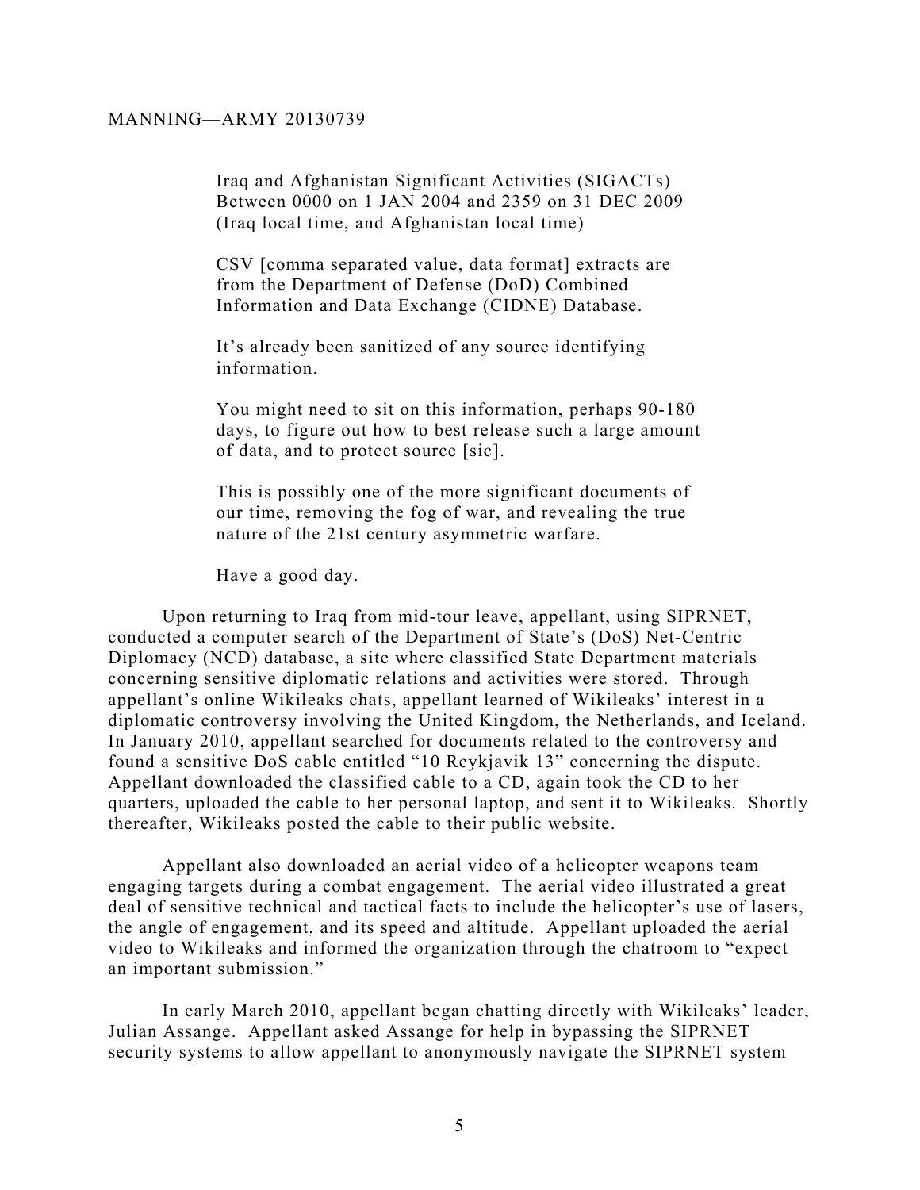> Iraq and Afghanistan Significant Activities (SIGACTs) Between 0000 on 1 JAN 2004 and 2359 on 31 DEC 2009 (Iraq local time, and Afghanistan local time)
>
> CSV [comma separated value, data format] extracts are from the Department of Defense (DoD) Combined Information and Data Exchange (CIDNE) Database.
>
> It's already been sanitized of any source identifying information.
>
> You might need to sit on this information, perhaps 90-180 days, to figure out how to best release such a large amount of data, and to protect source [sic].
>
> This is possibly one of the more significant documents of our time, removing the fog of war, and revealing the true nature of the 21st century asymmetric warfare.
>
> Have a good day.

Upon returning to Iraq from mid-tour leave, appellant, using SIPRNET, conducted a computer search of the Department of State's (DoS) Net-Centric Diplomacy (NCD) database, a site where classified State Department materials concerning sensitive diplomatic relations and activities were stored. Through appellant's online Wikileaks chats, appellant learned of Wikileaks' interest in a diplomatic controversy involving the United Kingdom, the Netherlands, and Iceland. In January 2010, appellant searched for documents related to the controversy and found a sensitive DoS cable entitled "10 Reykjavik 13" concerning the dispute. Appellant downloaded the classified cable to a CD, again took the CD to her quarters, uploaded the cable to her personal laptop, and sent it to Wikileaks. Shortly thereafter, Wikileaks posted the cable to their public website.

Appellant also downloaded an aerial video of a helicopter weapons team engaging targets during a combat engagement. The aerial video illustrated a great deal of sensitive technical and tactical facts to include the helicopter's use of lasers, the angle of engagement, and its speed and altitude. Appellant uploaded the aerial video to Wikileaks and informed the organization through the chatroom to "expect an important submission."

In early March 2010, appellant began chatting directly with Wikileaks' leader, Julian Assange. Appellant asked Assange for help in bypassing the SIPRNET security systems to allow appellant to anonymously navigate the SIPRNET system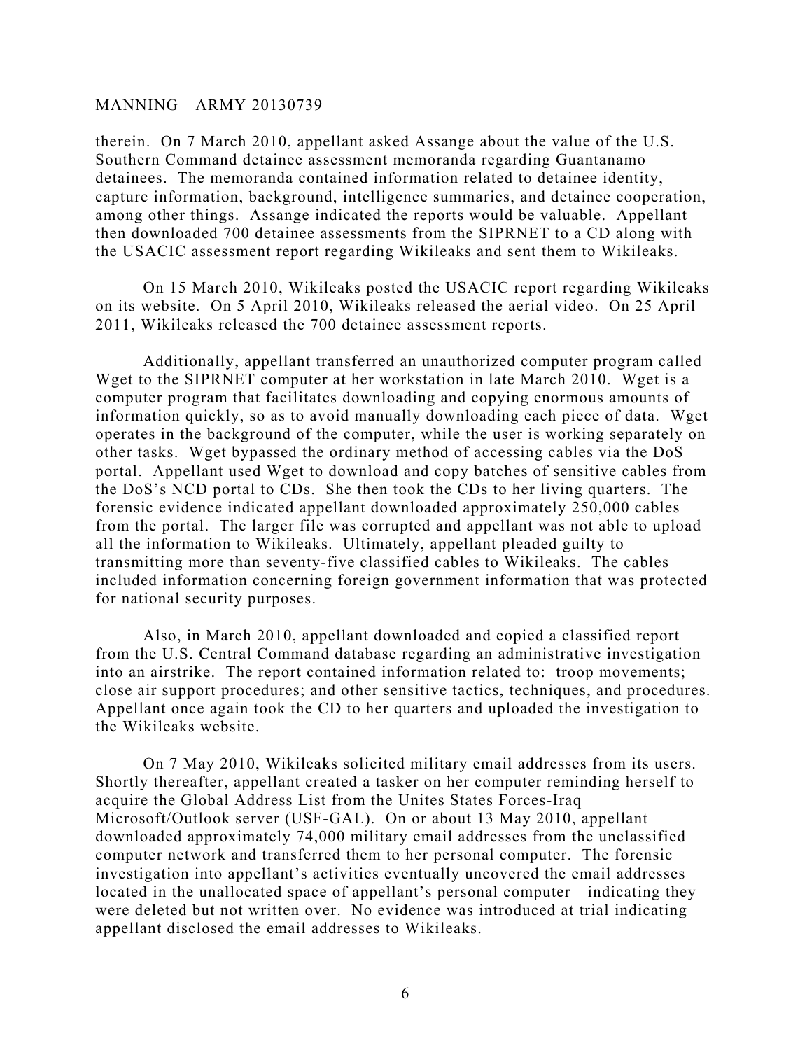therein. On 7 March 2010, appellant asked Assange about the value of the U.S. Southern Command detainee assessment memoranda regarding Guantanamo detainees. The memoranda contained information related to detainee identity, capture information, background, intelligence summaries, and detainee cooperation, among other things. Assange indicated the reports would be valuable. Appellant then downloaded 700 detainee assessments from the SIPRNET to a CD along with the USACIC assessment report regarding Wikileaks and sent them to Wikileaks.

On 15 March 2010, Wikileaks posted the USACIC report regarding Wikileaks on its website. On 5 April 2010, Wikileaks released the aerial video. On 25 April 2011, Wikileaks released the 700 detainee assessment reports.

Additionally, appellant transferred an unauthorized computer program called Wget to the SIPRNET computer at her workstation in late March 2010. Wget is a computer program that facilitates downloading and copying enormous amounts of information quickly, so as to avoid manually downloading each piece of data. Wget operates in the background of the computer, while the user is working separately on other tasks. Wget bypassed the ordinary method of accessing cables via the DoS portal. Appellant used Wget to download and copy batches of sensitive cables from the DoS's NCD portal to CDs. She then took the CDs to her living quarters. The forensic evidence indicated appellant downloaded approximately 250,000 cables from the portal. The larger file was corrupted and appellant was not able to upload all the information to Wikileaks. Ultimately, appellant pleaded guilty to transmitting more than seventy-five classified cables to Wikileaks. The cables included information concerning foreign government information that was protected for national security purposes.

Also, in March 2010, appellant downloaded and copied a classified report from the U.S. Central Command database regarding an administrative investigation into an airstrike. The report contained information related to: troop movements; close air support procedures; and other sensitive tactics, techniques, and procedures. Appellant once again took the CD to her quarters and uploaded the investigation to the Wikileaks website.

On 7 May 2010, Wikileaks solicited military email addresses from its users. Shortly thereafter, appellant created a tasker on her computer reminding herself to acquire the Global Address List from the Unites States Forces-Iraq Microsoft/Outlook server (USF-GAL). On or about 13 May 2010, appellant downloaded approximately 74,000 military email addresses from the unclassified computer network and transferred them to her personal computer. The forensic investigation into appellant's activities eventually uncovered the email addresses located in the unallocated space of appellant's personal computer—indicating they were deleted but not written over. No evidence was introduced at trial indicating appellant disclosed the email addresses to Wikileaks.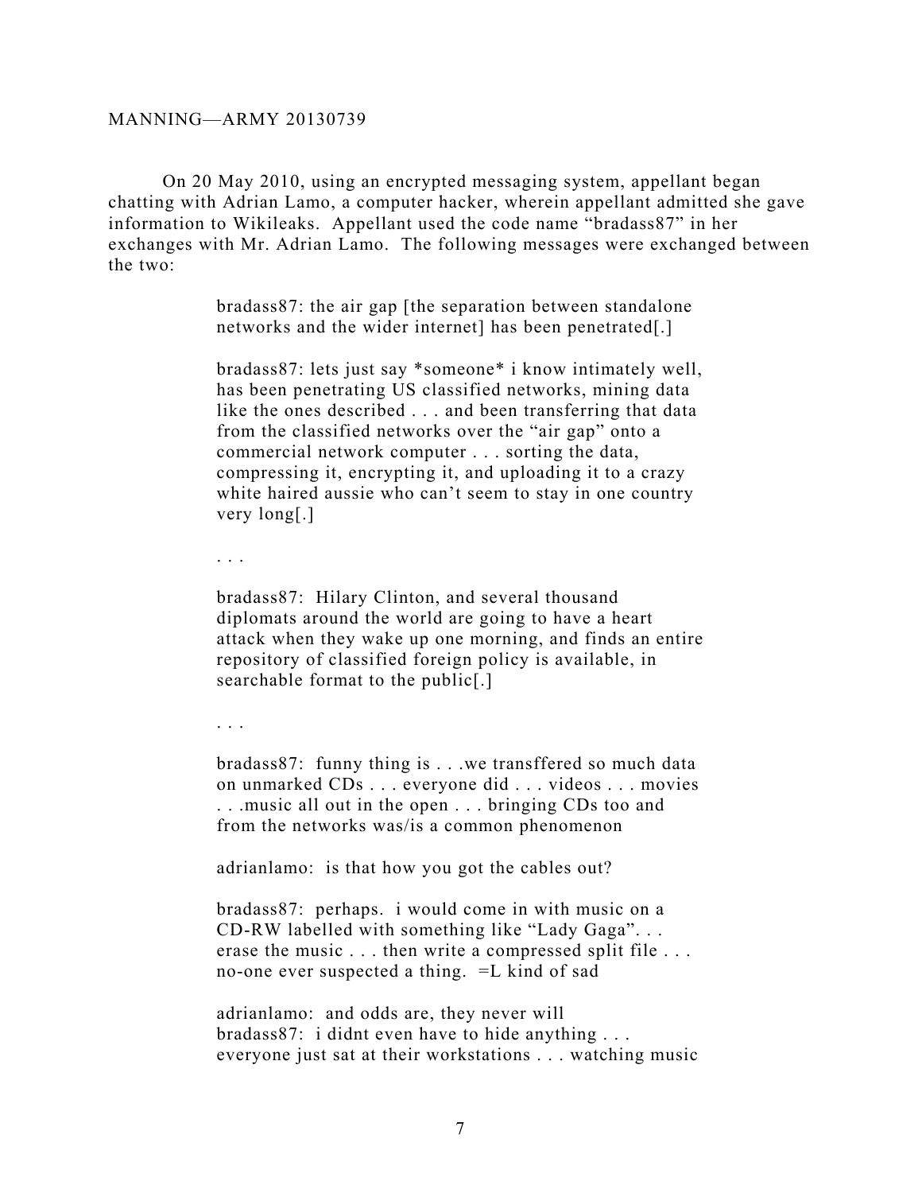On 20 May 2010, using an encrypted messaging system, appellant began chatting with Adrian Lamo, a computer hacker, wherein appellant admitted she gave information to Wikileaks. Appellant used the code name "bradass87" in her exchanges with Mr. Adrian Lamo. The following messages were exchanged between the two:

> bradass87: the air gap [the separation between standalone networks and the wider internet] has been penetrated[.]
>
> bradass87: lets just say *someone* i know intimately well, has been penetrating US classified networks, mining data like the ones described . . . and been transferring that data from the classified networks over the "air gap" onto a commercial network computer . . . sorting the data, compressing it, encrypting it, and uploading it to a crazy white haired aussie who can't seem to stay in one country very long[.]
>
> . . .
>
> bradass87: Hilary Clinton, and several thousand diplomats around the world are going to have a heart attack when they wake up one morning, and finds an entire repository of classified foreign policy is available, in searchable format to the public[.]
>
> . . .
>
> bradass87: funny thing is . . .we transffered so much data on unmarked CDs . . . everyone did . . . videos . . . movies . . .music all out in the open . . . bringing CDs too and from the networks was/is a common phenomenon
>
> adrianlamo: is that how you got the cables out?
>
> bradass87: perhaps. i would come in with music on a CD-RW labelled with something like "Lady Gaga". . . erase the music . . . then write a compressed split file . . . no-one ever suspected a thing. =L kind of sad
>
> adrianlamo: and odds are, they never will
> bradass87: i didnt even have to hide anything . . . everyone just sat at their workstations . . . watching music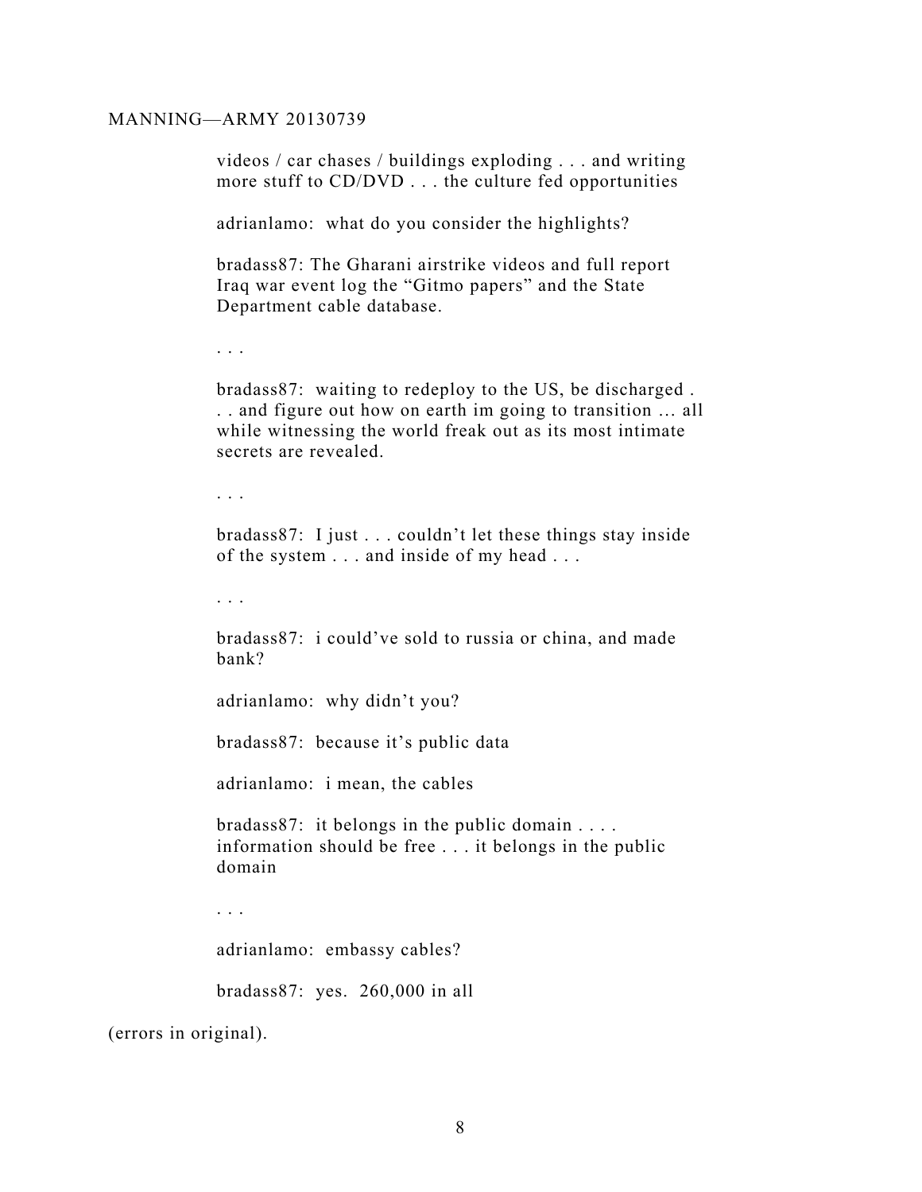videos / car chases / buildings exploding . . . and writing more stuff to CD/DVD . . . the culture fed opportunities

adrianlamo: what do you consider the highlights?

bradass87: The Gharani airstrike videos and full report Iraq war event log the “Gitmo papers” and the State Department cable database.

. . .

bradass87: waiting to redeploy to the US, be discharged . . . and figure out how on earth im going to transition … all while witnessing the world freak out as its most intimate secrets are revealed.

. . .

bradass87: I just . . . couldn’t let these things stay inside of the system . . . and inside of my head . . .

. . .

bradass87: i could’ve sold to russia or china, and made bank?

adrianlamo: why didn’t you?

bradass87: because it’s public data

adrianlamo: i mean, the cables

bradass87: it belongs in the public domain . . . . information should be free . . . it belongs in the public domain

. . .

adrianlamo: embassy cables?

bradass87: yes. 260,000 in all

(errors in original).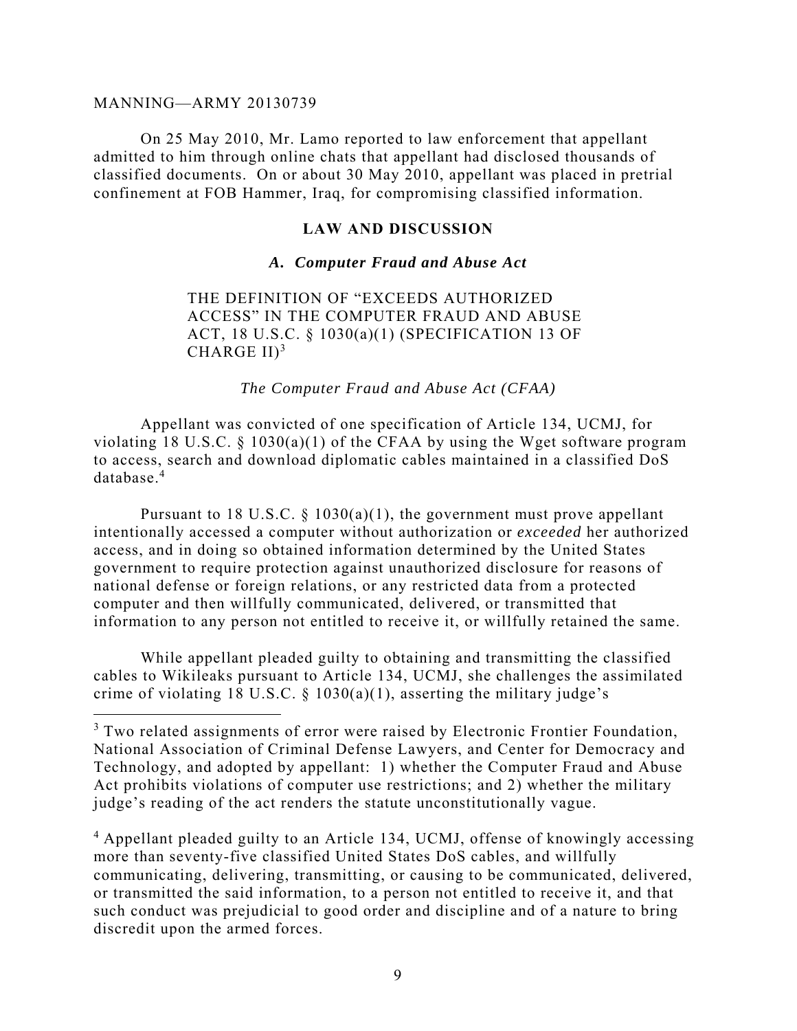On 25 May 2010, Mr. Lamo reported to law enforcement that appellant admitted to him through online chats that appellant had disclosed thousands of classified documents. On or about 30 May 2010, appellant was placed in pretrial confinement at FOB Hammer, Iraq, for compromising classified information.

## LAW AND DISCUSSION

### *A. Computer Fraud and Abuse Act*

THE DEFINITION OF "EXCEEDS AUTHORIZED ACCESS" IN THE COMPUTER FRAUD AND ABUSE ACT, 18 U.S.C. § 1030(a)(1) (SPECIFICATION 13 OF CHARGE II)[3]

*The Computer Fraud and Abuse Act (CFAA)*

Appellant was convicted of one specification of Article 134, UCMJ, for violating 18 U.S.C. § 1030(a)(1) of the CFAA by using the Wget software program to access, search and download diplomatic cables maintained in a classified DoS database.[4]

Pursuant to 18 U.S.C. § 1030(a)(1), the government must prove appellant intentionally accessed a computer without authorization or *exceeded* her authorized access, and in doing so obtained information determined by the United States government to require protection against unauthorized disclosure for reasons of national defense or foreign relations, or any restricted data from a protected computer and then willfully communicated, delivered, or transmitted that information to any person not entitled to receive it, or willfully retained the same.

While appellant pleaded guilty to obtaining and transmitting the classified cables to Wikileaks pursuant to Article 134, UCMJ, she challenges the assimilated crime of violating 18 U.S.C. § 1030(a)(1), asserting the military judge's

---

[3] Two related assignments of error were raised by Electronic Frontier Foundation, National Association of Criminal Defense Lawyers, and Center for Democracy and Technology, and adopted by appellant: 1) whether the Computer Fraud and Abuse Act prohibits violations of computer use restrictions; and 2) whether the military judge's reading of the act renders the statute unconstitutionally vague.

[4] Appellant pleaded guilty to an Article 134, UCMJ, offense of knowingly accessing more than seventy-five classified United States DoS cables, and willfully communicating, delivering, transmitting, or causing to be communicated, delivered, or transmitted the said information, to a person not entitled to receive it, and that such conduct was prejudicial to good order and discipline and of a nature to bring discredit upon the armed forces.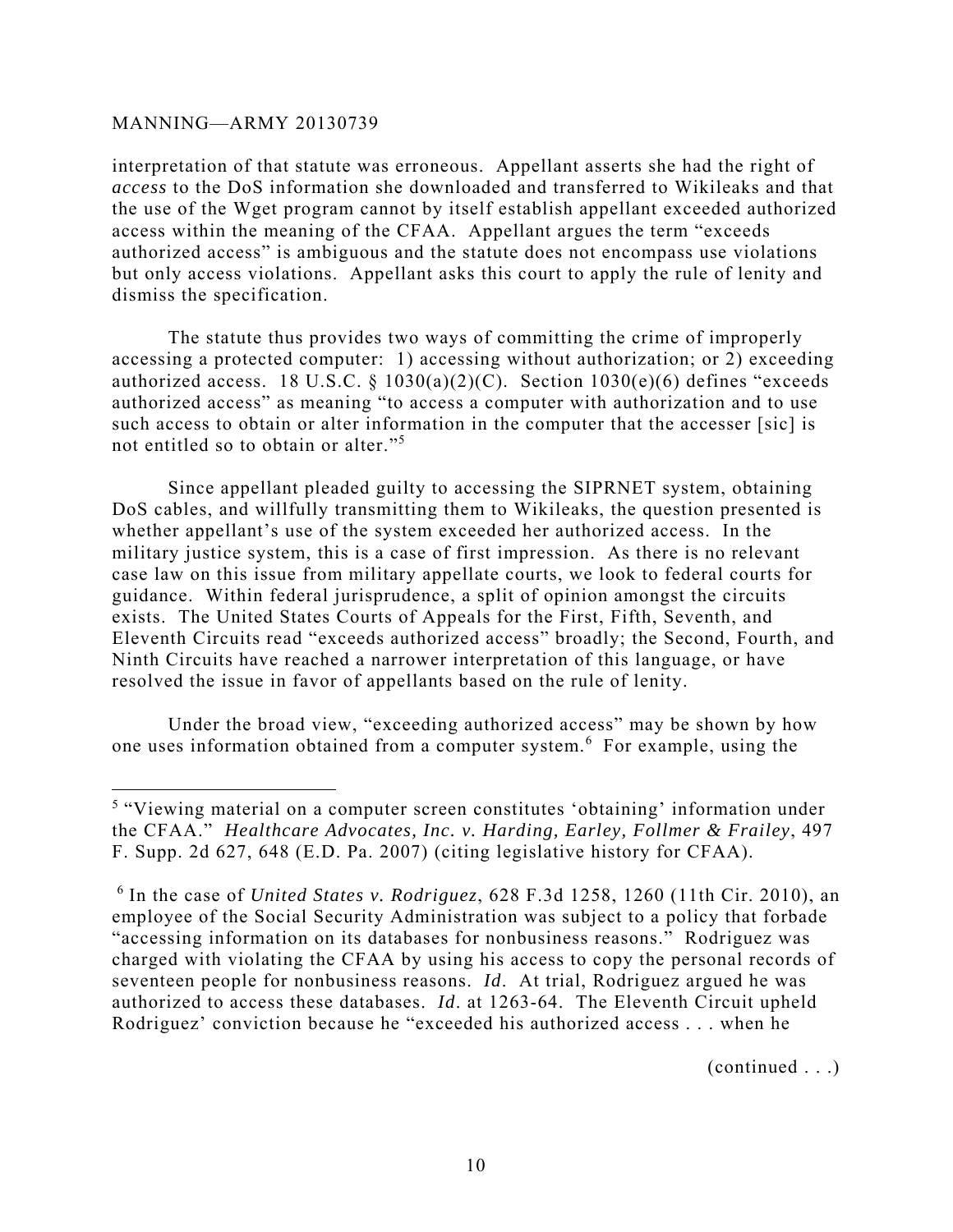interpretation of that statute was erroneous. Appellant asserts she had the right of *access* to the DoS information she downloaded and transferred to Wikileaks and that the use of the Wget program cannot by itself establish appellant exceeded authorized access within the meaning of the CFAA. Appellant argues the term "exceeds authorized access" is ambiguous and the statute does not encompass use violations but only access violations. Appellant asks this court to apply the rule of lenity and dismiss the specification.

The statute thus provides two ways of committing the crime of improperly accessing a protected computer: 1) accessing without authorization; or 2) exceeding authorized access. 18 U.S.C. § 1030(a)(2)(C). Section 1030(e)(6) defines "exceeds authorized access" as meaning "to access a computer with authorization and to use such access to obtain or alter information in the computer that the accesser [sic] is not entitled so to obtain or alter."[5]

Since appellant pleaded guilty to accessing the SIPRNET system, obtaining DoS cables, and willfully transmitting them to Wikileaks, the question presented is whether appellant's use of the system exceeded her authorized access. In the military justice system, this is a case of first impression. As there is no relevant case law on this issue from military appellate courts, we look to federal courts for guidance. Within federal jurisprudence, a split of opinion amongst the circuits exists. The United States Courts of Appeals for the First, Fifth, Seventh, and Eleventh Circuits read "exceeds authorized access" broadly; the Second, Fourth, and Ninth Circuits have reached a narrower interpretation of this language, or have resolved the issue in favor of appellants based on the rule of lenity.

Under the broad view, "exceeding authorized access" may be shown by how one uses information obtained from a computer system.[6] For example, using the

---

[5] "Viewing material on a computer screen constitutes 'obtaining' information under the CFAA." *Healthcare Advocates, Inc. v. Harding, Earley, Follmer & Frailey*, 497 F. Supp. 2d 627, 648 (E.D. Pa. 2007) (citing legislative history for CFAA).

[6] In the case of *United States v. Rodriguez*, 628 F.3d 1258, 1260 (11th Cir. 2010), an employee of the Social Security Administration was subject to a policy that forbade "accessing information on its databases for nonbusiness reasons." Rodriguez was charged with violating the CFAA by using his access to copy the personal records of seventeen people for nonbusiness reasons. *Id.* At trial, Rodriguez argued he was authorized to access these databases. *Id.* at 1263-64. The Eleventh Circuit upheld Rodriguez' conviction because he "exceeded his authorized access . . . when he

(continued . . .)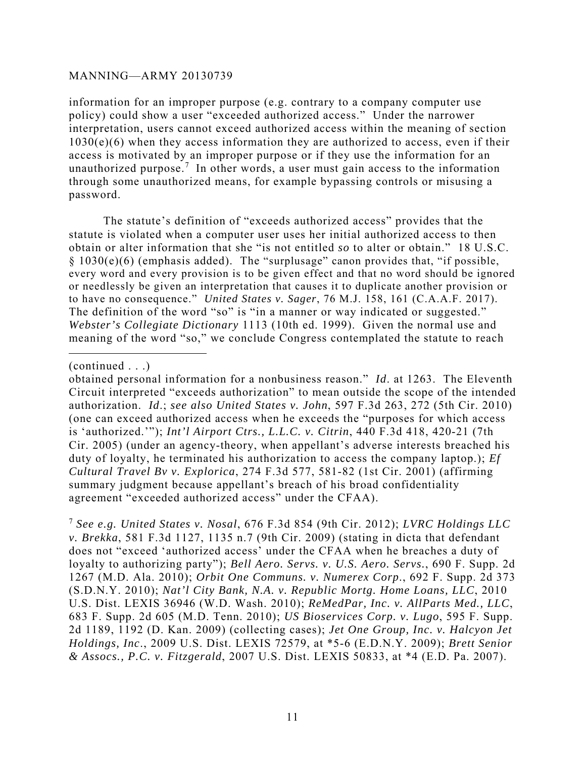information for an improper purpose (e.g. contrary to a company computer use policy) could show a user "exceeded authorized access." Under the narrower interpretation, users cannot exceed authorized access within the meaning of section 1030(e)(6) when they access information they are authorized to access, even if their access is motivated by an improper purpose or if they use the information for an unauthorized purpose.[7] In other words, a user must gain access to the information through some unauthorized means, for example bypassing controls or misusing a password.

The statute's definition of "exceeds authorized access" provides that the statute is violated when a computer user uses her initial authorized access to then obtain or alter information that she "is not entitled *so* to alter or obtain." 18 U.S.C. § 1030(e)(6) (emphasis added). The "surplusage" canon provides that, "if possible, every word and every provision is to be given effect and that no word should be ignored or needlessly be given an interpretation that causes it to duplicate another provision or to have no consequence." *United States v. Sager*, 76 M.J. 158, 161 (C.A.A.F. 2017). The definition of the word "so" is "in a manner or way indicated or suggested." *Webster's Collegiate Dictionary* 1113 (10th ed. 1999). Given the normal use and meaning of the word "so," we conclude Congress contemplated the statute to reach

---

(continued . . .)

obtained personal information for a nonbusiness reason." *Id*. at 1263. The Eleventh Circuit interpreted "exceeds authorization" to mean outside the scope of the intended authorization. *Id*.; *see also United States v. John*, 597 F.3d 263, 272 (5th Cir. 2010) (one can exceed authorized access when he exceeds the "purposes for which access is 'authorized.'"); *Int'l Airport Ctrs., L.L.C. v. Citrin*, 440 F.3d 418, 420-21 (7th Cir. 2005) (under an agency-theory, when appellant's adverse interests breached his duty of loyalty, he terminated his authorization to access the company laptop.); *Ef Cultural Travel Bv v. Explorica*, 274 F.3d 577, 581-82 (1st Cir. 2001) (affirming summary judgment because appellant's breach of his broad confidentiality agreement "exceeded authorized access" under the CFAA).

[7] *See e.g. United States v. Nosal*, 676 F.3d 854 (9th Cir. 2012); *LVRC Holdings LLC v. Brekka*, 581 F.3d 1127, 1135 n.7 (9th Cir. 2009) (stating in dicta that defendant does not "exceed 'authorized access' under the CFAA when he breaches a duty of loyalty to authorizing party"); *Bell Aero. Servs. v. U.S. Aero. Servs.*, 690 F. Supp. 2d 1267 (M.D. Ala. 2010); *Orbit One Communs. v. Numerex Corp*., 692 F. Supp. 2d 373 (S.D.N.Y. 2010); *Nat'l City Bank, N.A. v. Republic Mortg. Home Loans, LLC*, 2010 U.S. Dist. LEXIS 36946 (W.D. Wash. 2010); *ReMedPar, Inc. v. AllParts Med., LLC*, 683 F. Supp. 2d 605 (M.D. Tenn. 2010); *US Bioservices Corp. v. Lugo*, 595 F. Supp. 2d 1189, 1192 (D. Kan. 2009) (collecting cases); *Jet One Group, Inc. v. Halcyon Jet Holdings, Inc*., 2009 U.S. Dist. LEXIS 72579, at *5-6 (E.D.N.Y. 2009); *Brett Senior & Assocs., P.C. v. Fitzgerald*, 2007 U.S. Dist. LEXIS 50833, at *4 (E.D. Pa. 2007).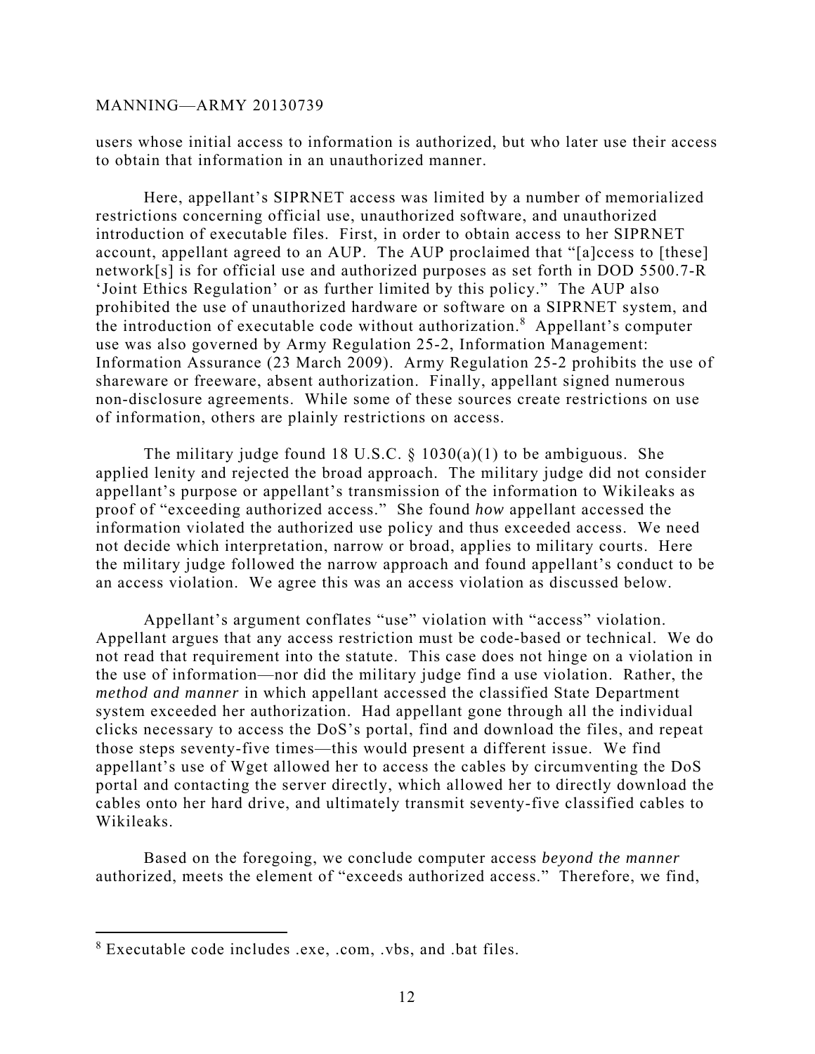users whose initial access to information is authorized, but who later use their access to obtain that information in an unauthorized manner.

Here, appellant's SIPRNET access was limited by a number of memorialized restrictions concerning official use, unauthorized software, and unauthorized introduction of executable files. First, in order to obtain access to her SIPRNET account, appellant agreed to an AUP. The AUP proclaimed that "[a]ccess to [these] network[s] is for official use and authorized purposes as set forth in DOD 5500.7-R 'Joint Ethics Regulation' or as further limited by this policy." The AUP also prohibited the use of unauthorized hardware or software on a SIPRNET system, and the introduction of executable code without authorization.[8] Appellant's computer use was also governed by Army Regulation 25-2, Information Management: Information Assurance (23 March 2009). Army Regulation 25-2 prohibits the use of shareware or freeware, absent authorization. Finally, appellant signed numerous non-disclosure agreements. While some of these sources create restrictions on use of information, others are plainly restrictions on access.

The military judge found 18 U.S.C. § 1030(a)(1) to be ambiguous. She applied lenity and rejected the broad approach. The military judge did not consider appellant's purpose or appellant's transmission of the information to Wikileaks as proof of "exceeding authorized access." She found *how* appellant accessed the information violated the authorized use policy and thus exceeded access. We need not decide which interpretation, narrow or broad, applies to military courts. Here the military judge followed the narrow approach and found appellant's conduct to be an access violation. We agree this was an access violation as discussed below.

Appellant's argument conflates "use" violation with "access" violation. Appellant argues that any access restriction must be code-based or technical. We do not read that requirement into the statute. This case does not hinge on a violation in the use of information—nor did the military judge find a use violation. Rather, the *method and manner* in which appellant accessed the classified State Department system exceeded her authorization. Had appellant gone through all the individual clicks necessary to access the DoS's portal, find and download the files, and repeat those steps seventy-five times—this would present a different issue. We find appellant's use of Wget allowed her to access the cables by circumventing the DoS portal and contacting the server directly, which allowed her to directly download the cables onto her hard drive, and ultimately transmit seventy-five classified cables to Wikileaks.

Based on the foregoing, we conclude computer access *beyond the manner* authorized, meets the element of "exceeds authorized access." Therefore, we find,

---

[8] Executable code includes .exe, .com, .vbs, and .bat files.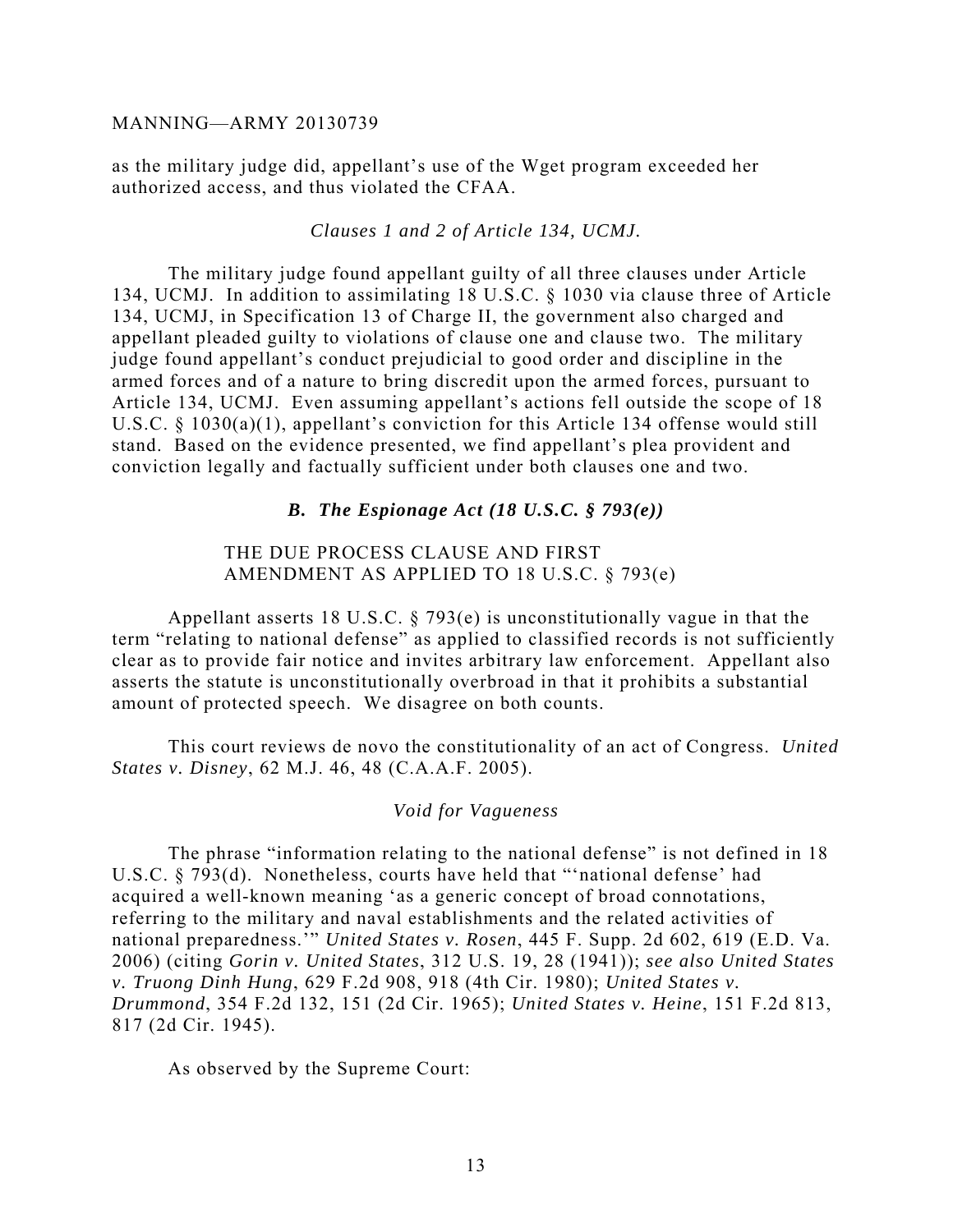as the military judge did, appellant's use of the Wget program exceeded her authorized access, and thus violated the CFAA.

*Clauses 1 and 2 of Article 134, UCMJ.*

The military judge found appellant guilty of all three clauses under Article 134, UCMJ. In addition to assimilating 18 U.S.C. § 1030 via clause three of Article 134, UCMJ, in Specification 13 of Charge II, the government also charged and appellant pleaded guilty to violations of clause one and clause two. The military judge found appellant's conduct prejudicial to good order and discipline in the armed forces and of a nature to bring discredit upon the armed forces, pursuant to Article 134, UCMJ. Even assuming appellant's actions fell outside the scope of 18 U.S.C. § 1030(a)(1), appellant's conviction for this Article 134 offense would still stand. Based on the evidence presented, we find appellant's plea provident and conviction legally and factually sufficient under both clauses one and two.

### *B. The Espionage Act (18 U.S.C. § 793(e))*

THE DUE PROCESS CLAUSE AND FIRST AMENDMENT AS APPLIED TO 18 U.S.C. § 793(e)

Appellant asserts 18 U.S.C. § 793(e) is unconstitutionally vague in that the term "relating to national defense" as applied to classified records is not sufficiently clear as to provide fair notice and invites arbitrary law enforcement. Appellant also asserts the statute is unconstitutionally overbroad in that it prohibits a substantial amount of protected speech. We disagree on both counts.

This court reviews de novo the constitutionality of an act of Congress. *United States v. Disney*, 62 M.J. 46, 48 (C.A.A.F. 2005).

*Void for Vagueness*

The phrase "information relating to the national defense" is not defined in 18 U.S.C. § 793(d). Nonetheless, courts have held that "'national defense' had acquired a well-known meaning 'as a generic concept of broad connotations, referring to the military and naval establishments and the related activities of national preparedness.'" *United States v. Rosen*, 445 F. Supp. 2d 602, 619 (E.D. Va. 2006) (citing *Gorin v. United States*, 312 U.S. 19, 28 (1941)); *see also United States v. Truong Dinh Hung*, 629 F.2d 908, 918 (4th Cir. 1980); *United States v. Drummond*, 354 F.2d 132, 151 (2d Cir. 1965); *United States v. Heine*, 151 F.2d 813, 817 (2d Cir. 1945).

As observed by the Supreme Court: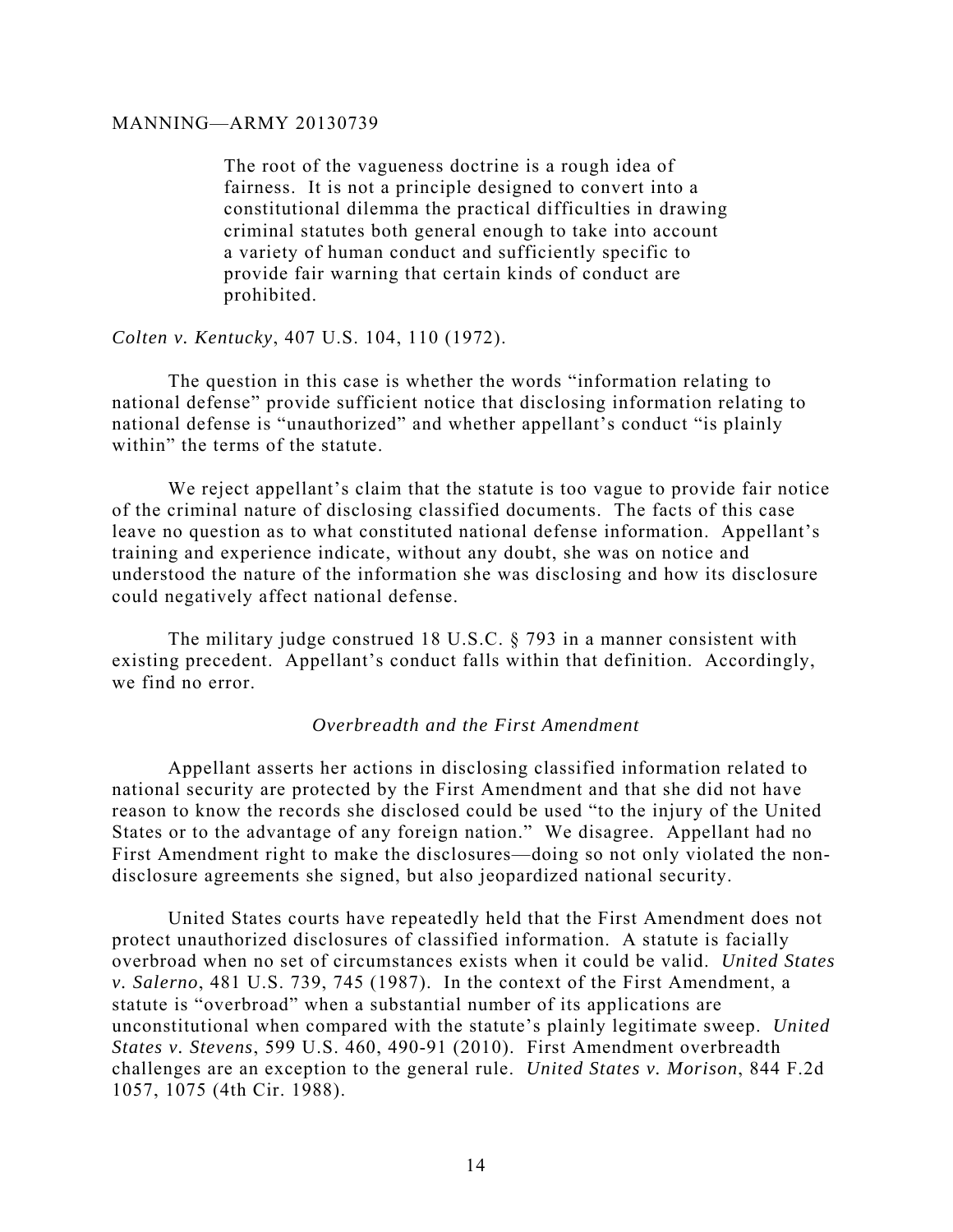> The root of the vagueness doctrine is a rough idea of fairness. It is not a principle designed to convert into a constitutional dilemma the practical difficulties in drawing criminal statutes both general enough to take into account a variety of human conduct and sufficiently specific to provide fair warning that certain kinds of conduct are prohibited.

*Colten v. Kentucky*, 407 U.S. 104, 110 (1972).

The question in this case is whether the words "information relating to national defense" provide sufficient notice that disclosing information relating to national defense is "unauthorized" and whether appellant's conduct "is plainly within" the terms of the statute.

We reject appellant's claim that the statute is too vague to provide fair notice of the criminal nature of disclosing classified documents. The facts of this case leave no question as to what constituted national defense information. Appellant's training and experience indicate, without any doubt, she was on notice and understood the nature of the information she was disclosing and how its disclosure could negatively affect national defense.

The military judge construed 18 U.S.C. § 793 in a manner consistent with existing precedent. Appellant's conduct falls within that definition. Accordingly, we find no error.

### *Overbreadth and the First Amendment*

Appellant asserts her actions in disclosing classified information related to national security are protected by the First Amendment and that she did not have reason to know the records she disclosed could be used "to the injury of the United States or to the advantage of any foreign nation." We disagree. Appellant had no First Amendment right to make the disclosures—doing so not only violated the non-disclosure agreements she signed, but also jeopardized national security.

United States courts have repeatedly held that the First Amendment does not protect unauthorized disclosures of classified information. A statute is facially overbroad when no set of circumstances exists when it could be valid. *United States v. Salerno*, 481 U.S. 739, 745 (1987). In the context of the First Amendment, a statute is "overbroad" when a substantial number of its applications are unconstitutional when compared with the statute's plainly legitimate sweep. *United States v. Stevens*, 599 U.S. 460, 490-91 (2010). First Amendment overbreadth challenges are an exception to the general rule. *United States v. Morison*, 844 F.2d 1057, 1075 (4th Cir. 1988).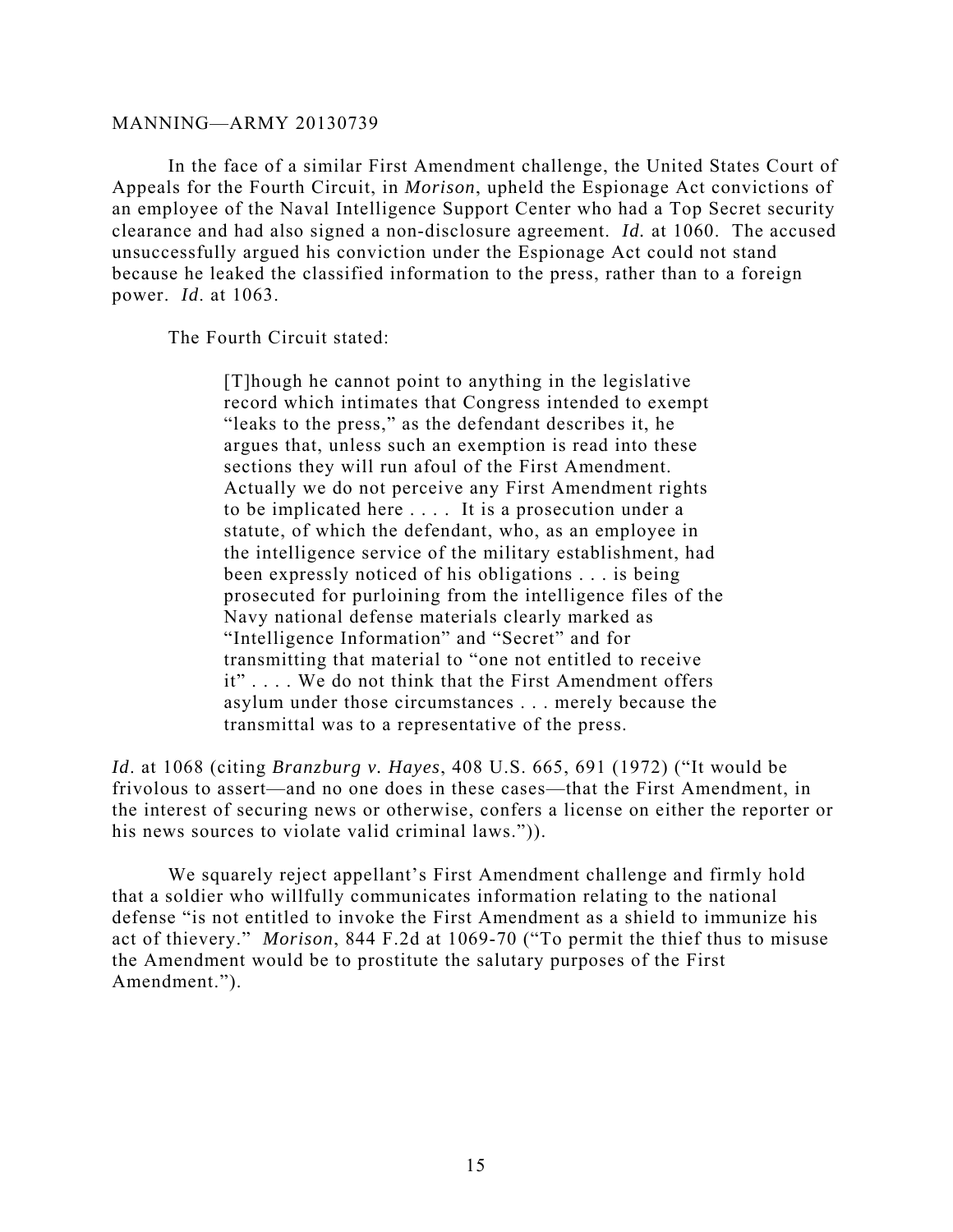In the face of a similar First Amendment challenge, the United States Court of Appeals for the Fourth Circuit, in *Morison*, upheld the Espionage Act convictions of an employee of the Naval Intelligence Support Center who had a Top Secret security clearance and had also signed a non-disclosure agreement. *Id.* at 1060. The accused unsuccessfully argued his conviction under the Espionage Act could not stand because he leaked the classified information to the press, rather than to a foreign power. *Id*. at 1063.

The Fourth Circuit stated:

> [T]hough he cannot point to anything in the legislative record which intimates that Congress intended to exempt "leaks to the press," as the defendant describes it, he argues that, unless such an exemption is read into these sections they will run afoul of the First Amendment. Actually we do not perceive any First Amendment rights to be implicated here . . . . It is a prosecution under a statute, of which the defendant, who, as an employee in the intelligence service of the military establishment, had been expressly noticed of his obligations . . . is being prosecuted for purloining from the intelligence files of the Navy national defense materials clearly marked as "Intelligence Information" and "Secret" and for transmitting that material to "one not entitled to receive it" . . . . We do not think that the First Amendment offers asylum under those circumstances . . . merely because the transmittal was to a representative of the press.

*Id*. at 1068 (citing *Branzburg v. Hayes*, 408 U.S. 665, 691 (1972) ("It would be frivolous to assert—and no one does in these cases—that the First Amendment, in the interest of securing news or otherwise, confers a license on either the reporter or his news sources to violate valid criminal laws.")).

We squarely reject appellant's First Amendment challenge and firmly hold that a soldier who willfully communicates information relating to the national defense "is not entitled to invoke the First Amendment as a shield to immunize his act of thievery." *Morison*, 844 F.2d at 1069-70 ("To permit the thief thus to misuse the Amendment would be to prostitute the salutary purposes of the First Amendment.").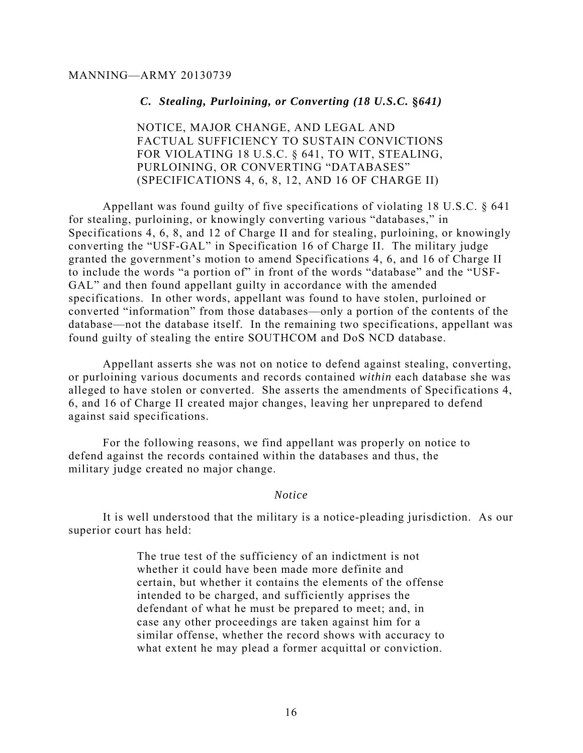### *C. Stealing, Purloining, or Converting (18 U.S.C. §641)*

NOTICE, MAJOR CHANGE, AND LEGAL AND FACTUAL SUFFICIENCY TO SUSTAIN CONVICTIONS FOR VIOLATING 18 U.S.C. § 641, TO WIT, STEALING, PURLOINING, OR CONVERTING "DATABASES" (SPECIFICATIONS 4, 6, 8, 12, AND 16 OF CHARGE II)

Appellant was found guilty of five specifications of violating 18 U.S.C. § 641 for stealing, purloining, or knowingly converting various "databases," in Specifications 4, 6, 8, and 12 of Charge II and for stealing, purloining, or knowingly converting the "USF-GAL" in Specification 16 of Charge II. The military judge granted the government's motion to amend Specifications 4, 6, and 16 of Charge II to include the words "a portion of" in front of the words "database" and the "USF-GAL" and then found appellant guilty in accordance with the amended specifications. In other words, appellant was found to have stolen, purloined or converted "information" from those databases—only a portion of the contents of the database—not the database itself. In the remaining two specifications, appellant was found guilty of stealing the entire SOUTHCOM and DoS NCD database.

Appellant asserts she was not on notice to defend against stealing, converting, or purloining various documents and records contained *within* each database she was alleged to have stolen or converted. She asserts the amendments of Specifications 4, 6, and 16 of Charge II created major changes, leaving her unprepared to defend against said specifications.

For the following reasons, we find appellant was properly on notice to defend against the records contained within the databases and thus, the military judge created no major change.

*Notice*

It is well understood that the military is a notice-pleading jurisdiction. As our superior court has held:

> The true test of the sufficiency of an indictment is not whether it could have been made more definite and certain, but whether it contains the elements of the offense intended to be charged, and sufficiently apprises the defendant of what he must be prepared to meet; and, in case any other proceedings are taken against him for a similar offense, whether the record shows with accuracy to what extent he may plead a former acquittal or conviction.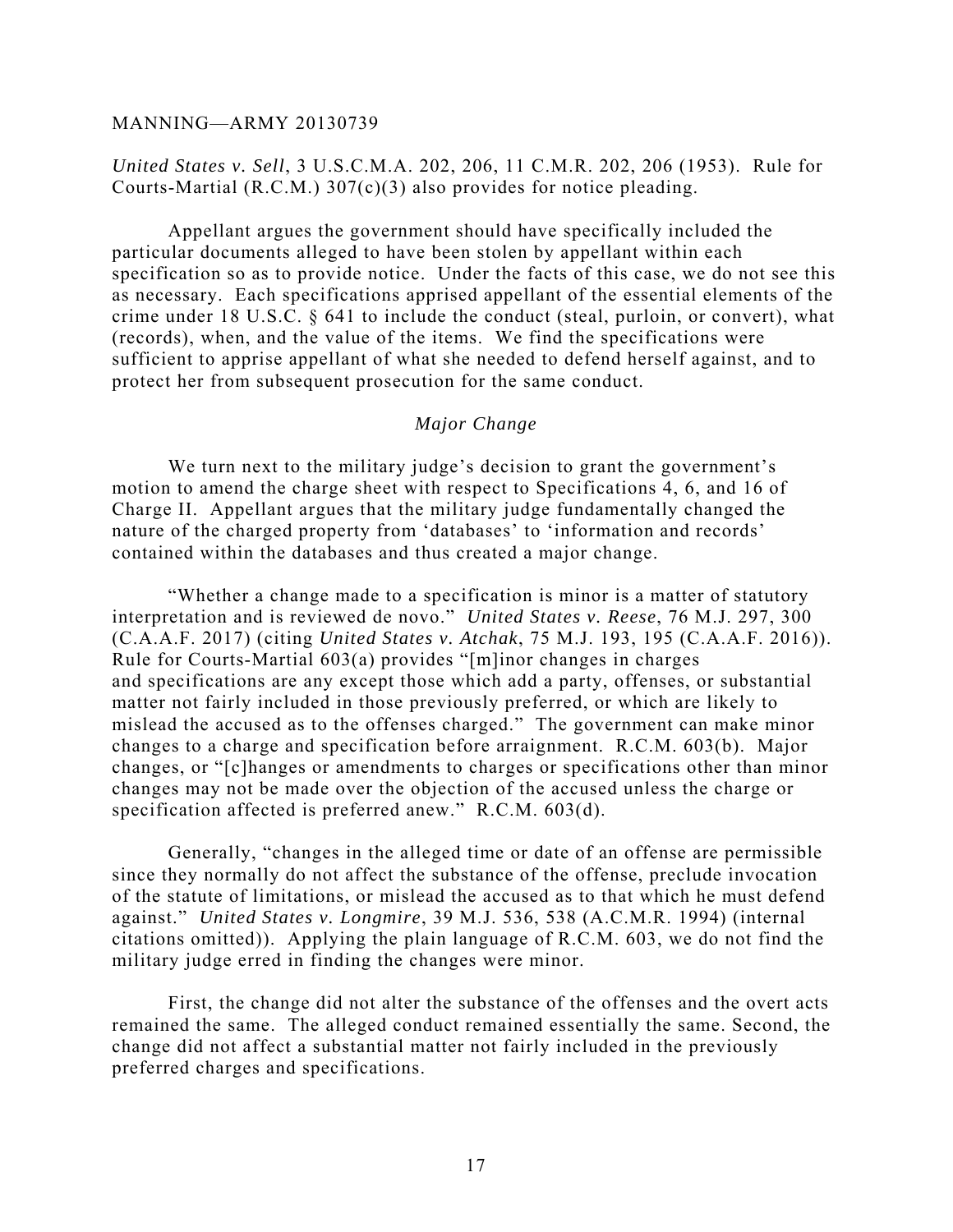*United States v. Sell*, 3 U.S.C.M.A. 202, 206, 11 C.M.R. 202, 206 (1953). Rule for Courts-Martial (R.C.M.) 307(c)(3) also provides for notice pleading.

Appellant argues the government should have specifically included the particular documents alleged to have been stolen by appellant within each specification so as to provide notice. Under the facts of this case, we do not see this as necessary. Each specifications apprised appellant of the essential elements of the crime under 18 U.S.C. § 641 to include the conduct (steal, purloin, or convert), what (records), when, and the value of the items. We find the specifications were sufficient to apprise appellant of what she needed to defend herself against, and to protect her from subsequent prosecution for the same conduct.

*Major Change*

We turn next to the military judge's decision to grant the government's motion to amend the charge sheet with respect to Specifications 4, 6, and 16 of Charge II. Appellant argues that the military judge fundamentally changed the nature of the charged property from 'databases' to 'information and records' contained within the databases and thus created a major change.

"Whether a change made to a specification is minor is a matter of statutory interpretation and is reviewed de novo." *United States v. Reese*, 76 M.J. 297, 300 (C.A.A.F. 2017) (citing *United States v. Atchak*, 75 M.J. 193, 195 (C.A.A.F. 2016)). Rule for Courts-Martial 603(a) provides "[m]inor changes in charges and specifications are any except those which add a party, offenses, or substantial matter not fairly included in those previously preferred, or which are likely to mislead the accused as to the offenses charged." The government can make minor changes to a charge and specification before arraignment. R.C.M. 603(b). Major changes, or "[c]hanges or amendments to charges or specifications other than minor changes may not be made over the objection of the accused unless the charge or specification affected is preferred anew." R.C.M. 603(d).

Generally, "changes in the alleged time or date of an offense are permissible since they normally do not affect the substance of the offense, preclude invocation of the statute of limitations, or mislead the accused as to that which he must defend against." *United States v. Longmire*, 39 M.J. 536, 538 (A.C.M.R. 1994) (internal citations omitted)). Applying the plain language of R.C.M. 603, we do not find the military judge erred in finding the changes were minor.

First, the change did not alter the substance of the offenses and the overt acts remained the same. The alleged conduct remained essentially the same. Second, the change did not affect a substantial matter not fairly included in the previously preferred charges and specifications.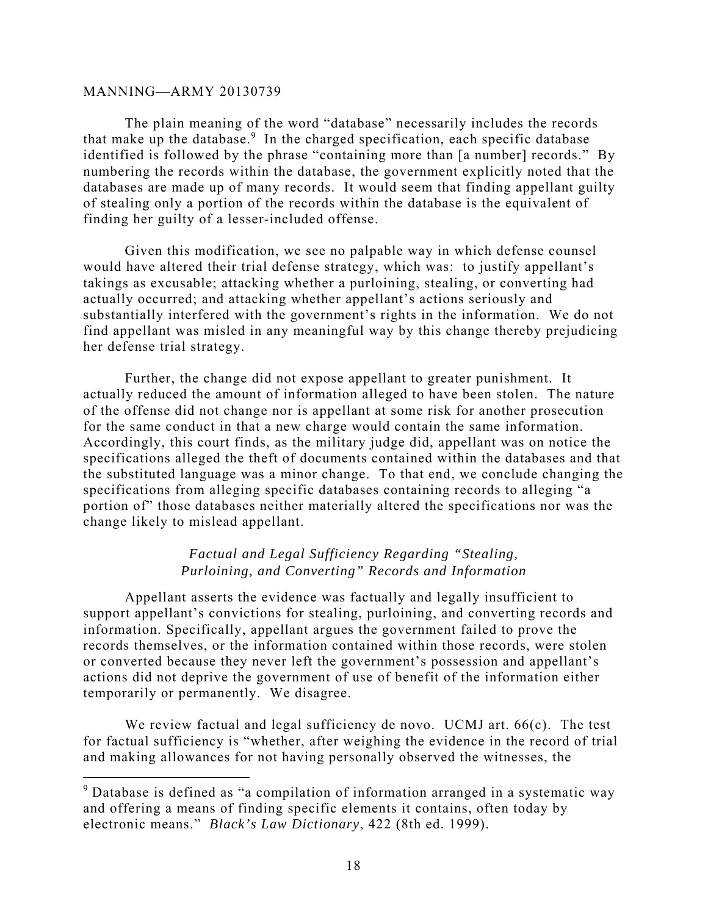The plain meaning of the word "database" necessarily includes the records that make up the database.[9] In the charged specification, each specific database identified is followed by the phrase "containing more than [a number] records." By numbering the records within the database, the government explicitly noted that the databases are made up of many records. It would seem that finding appellant guilty of stealing only a portion of the records within the database is the equivalent of finding her guilty of a lesser-included offense.

Given this modification, we see no palpable way in which defense counsel would have altered their trial defense strategy, which was: to justify appellant's takings as excusable; attacking whether a purloining, stealing, or converting had actually occurred; and attacking whether appellant's actions seriously and substantially interfered with the government's rights in the information. We do not find appellant was misled in any meaningful way by this change thereby prejudicing her defense trial strategy.

Further, the change did not expose appellant to greater punishment. It actually reduced the amount of information alleged to have been stolen. The nature of the offense did not change nor is appellant at some risk for another prosecution for the same conduct in that a new charge would contain the same information. Accordingly, this court finds, as the military judge did, appellant was on notice the specifications alleged the theft of documents contained within the databases and that the substituted language was a minor change. To that end, we conclude changing the specifications from alleging specific databases containing records to alleging "a portion of" those databases neither materially altered the specifications nor was the change likely to mislead appellant.

### *Factual and Legal Sufficiency Regarding "Stealing, Purloining, and Converting" Records and Information*

Appellant asserts the evidence was factually and legally insufficient to support appellant's convictions for stealing, purloining, and converting records and information. Specifically, appellant argues the government failed to prove the records themselves, or the information contained within those records, were stolen or converted because they never left the government's possession and appellant's actions did not deprive the government of use of benefit of the information either temporarily or permanently. We disagree.

We review factual and legal sufficiency de novo. UCMJ art. 66(c). The test for factual sufficiency is "whether, after weighing the evidence in the record of trial and making allowances for not having personally observed the witnesses, the

---

[9] Database is defined as "a compilation of information arranged in a systematic way and offering a means of finding specific elements it contains, often today by electronic means." *Black's Law Dictionary*, 422 (8th ed. 1999).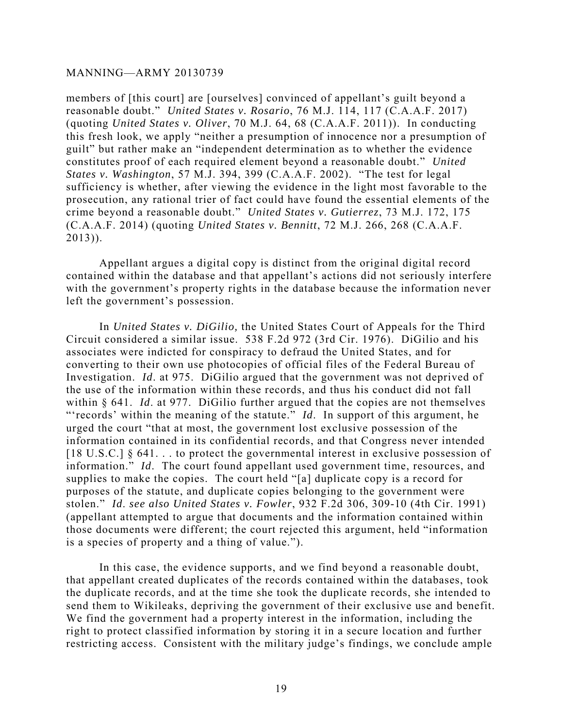members of [this court] are [ourselves] convinced of appellant's guilt beyond a reasonable doubt." *United States v. Rosario*, 76 M.J. 114, 117 (C.A.A.F. 2017) (quoting *United States v. Oliver*, 70 M.J. 64, 68 (C.A.A.F. 2011)). In conducting this fresh look, we apply "neither a presumption of innocence nor a presumption of guilt" but rather make an "independent determination as to whether the evidence constitutes proof of each required element beyond a reasonable doubt." *United States v. Washington*, 57 M.J. 394, 399 (C.A.A.F. 2002). "The test for legal sufficiency is whether, after viewing the evidence in the light most favorable to the prosecution, any rational trier of fact could have found the essential elements of the crime beyond a reasonable doubt." *United States v. Gutierrez*, 73 M.J. 172, 175 (C.A.A.F. 2014) (quoting *United States v. Bennitt*, 72 M.J. 266, 268 (C.A.A.F. 2013)).

Appellant argues a digital copy is distinct from the original digital record contained within the database and that appellant's actions did not seriously interfere with the government's property rights in the database because the information never left the government's possession.

In *United States v. DiGilio,* the United States Court of Appeals for the Third Circuit considered a similar issue. 538 F.2d 972 (3rd Cir. 1976). DiGilio and his associates were indicted for conspiracy to defraud the United States, and for converting to their own use photocopies of official files of the Federal Bureau of Investigation. *Id*. at 975. DiGilio argued that the government was not deprived of the use of the information within these records, and thus his conduct did not fall within § 641. *Id*. at 977. DiGilio further argued that the copies are not themselves "'records' within the meaning of the statute." *Id*. In support of this argument, he urged the court "that at most, the government lost exclusive possession of the information contained in its confidential records, and that Congress never intended [18 U.S.C.] § 641. . . to protect the governmental interest in exclusive possession of information." *Id*. The court found appellant used government time, resources, and supplies to make the copies. The court held "[a] duplicate copy is a record for purposes of the statute, and duplicate copies belonging to the government were stolen." *Id*. *see also United States v. Fowler*, 932 F.2d 306, 309-10 (4th Cir. 1991) (appellant attempted to argue that documents and the information contained within those documents were different; the court rejected this argument, held "information is a species of property and a thing of value.").

In this case, the evidence supports, and we find beyond a reasonable doubt, that appellant created duplicates of the records contained within the databases, took the duplicate records, and at the time she took the duplicate records, she intended to send them to Wikileaks, depriving the government of their exclusive use and benefit. We find the government had a property interest in the information, including the right to protect classified information by storing it in a secure location and further restricting access. Consistent with the military judge's findings, we conclude ample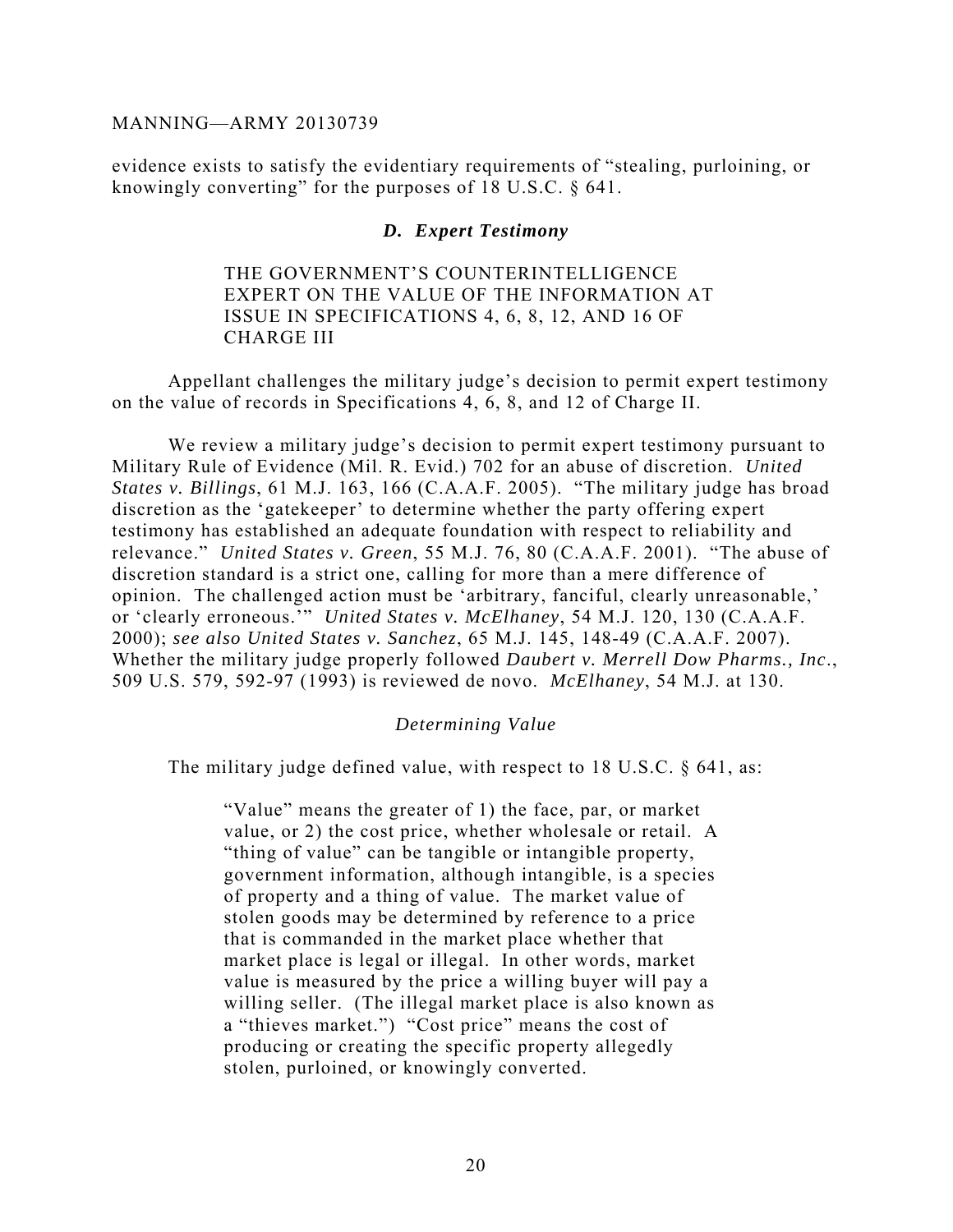evidence exists to satisfy the evidentiary requirements of "stealing, purloining, or knowingly converting" for the purposes of 18 U.S.C. § 641.

### *D. Expert Testimony*

THE GOVERNMENT'S COUNTERINTELLIGENCE EXPERT ON THE VALUE OF THE INFORMATION AT ISSUE IN SPECIFICATIONS 4, 6, 8, 12, AND 16 OF CHARGE III

Appellant challenges the military judge's decision to permit expert testimony on the value of records in Specifications 4, 6, 8, and 12 of Charge II.

We review a military judge's decision to permit expert testimony pursuant to Military Rule of Evidence (Mil. R. Evid.) 702 for an abuse of discretion. *United States v. Billings*, 61 M.J. 163, 166 (C.A.A.F. 2005). "The military judge has broad discretion as the 'gatekeeper' to determine whether the party offering expert testimony has established an adequate foundation with respect to reliability and relevance." *United States v. Green*, 55 M.J. 76, 80 (C.A.A.F. 2001). "The abuse of discretion standard is a strict one, calling for more than a mere difference of opinion. The challenged action must be 'arbitrary, fanciful, clearly unreasonable,' or 'clearly erroneous.'" *United States v. McElhaney*, 54 M.J. 120, 130 (C.A.A.F. 2000); *see also United States v. Sanchez*, 65 M.J. 145, 148-49 (C.A.A.F. 2007). Whether the military judge properly followed *Daubert v. Merrell Dow Pharms., Inc.*, 509 U.S. 579, 592-97 (1993) is reviewed de novo. *McElhaney*, 54 M.J. at 130.

*Determining Value*

The military judge defined value, with respect to 18 U.S.C. § 641, as:

> "Value" means the greater of 1) the face, par, or market value, or 2) the cost price, whether wholesale or retail. A "thing of value" can be tangible or intangible property, government information, although intangible, is a species of property and a thing of value. The market value of stolen goods may be determined by reference to a price that is commanded in the market place whether that market place is legal or illegal. In other words, market value is measured by the price a willing buyer will pay a willing seller. (The illegal market place is also known as a "thieves market.") "Cost price" means the cost of producing or creating the specific property allegedly stolen, purloined, or knowingly converted.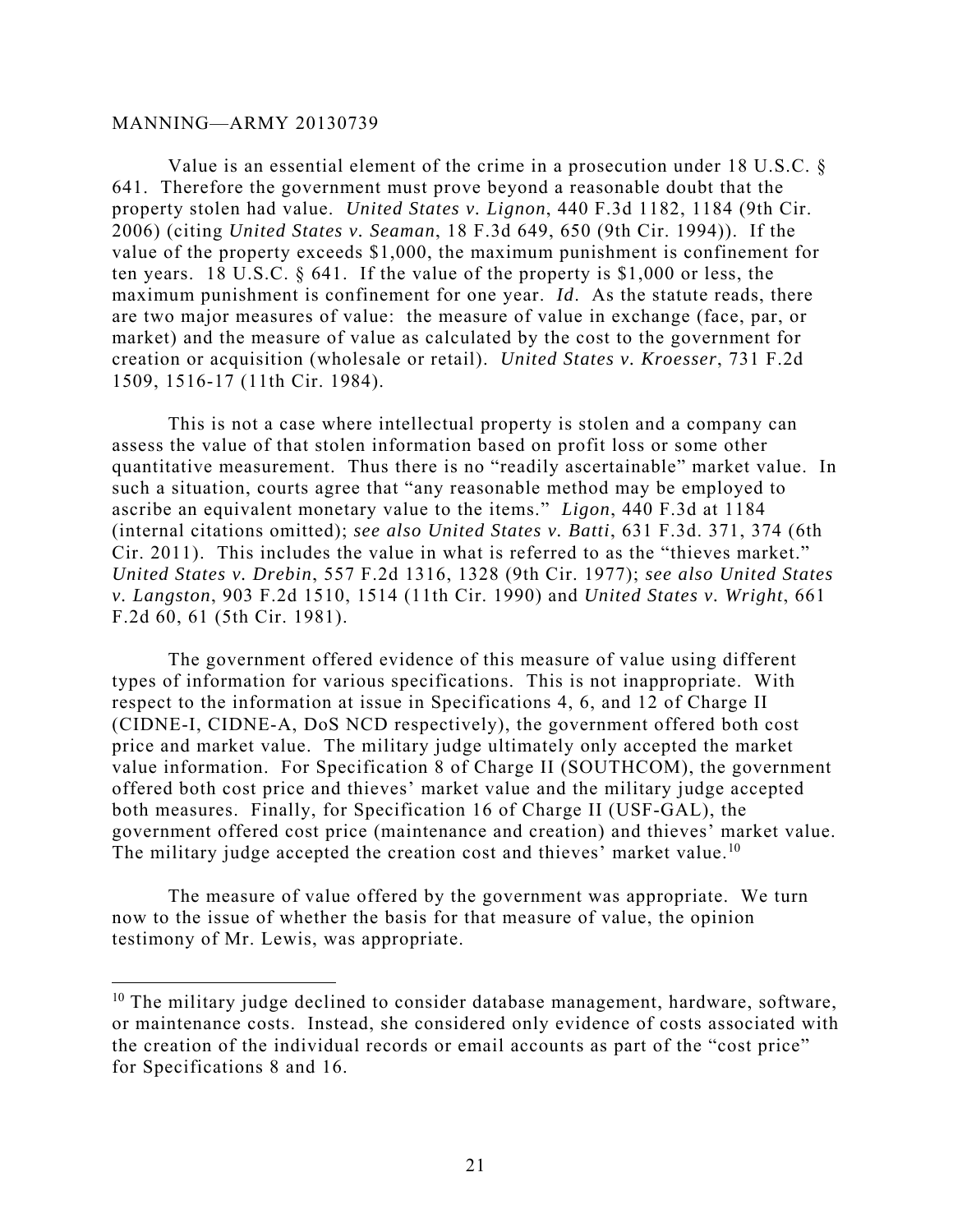Value is an essential element of the crime in a prosecution under 18 U.S.C. § 641. Therefore the government must prove beyond a reasonable doubt that the property stolen had value. *United States v. Lignon*, 440 F.3d 1182, 1184 (9th Cir. 2006) (citing *United States v. Seaman*, 18 F.3d 649, 650 (9th Cir. 1994)). If the value of the property exceeds $1,000, the maximum punishment is confinement for ten years. 18 U.S.C. § 641. If the value of the property is $1,000 or less, the maximum punishment is confinement for one year. *Id*. As the statute reads, there are two major measures of value: the measure of value in exchange (face, par, or market) and the measure of value as calculated by the cost to the government for creation or acquisition (wholesale or retail). *United States v. Kroesser*, 731 F.2d 1509, 1516-17 (11th Cir. 1984).

This is not a case where intellectual property is stolen and a company can assess the value of that stolen information based on profit loss or some other quantitative measurement. Thus there is no "readily ascertainable" market value. In such a situation, courts agree that "any reasonable method may be employed to ascribe an equivalent monetary value to the items." *Ligon*, 440 F.3d at 1184 (internal citations omitted); *see also United States v. Batti*, 631 F.3d. 371, 374 (6th Cir. 2011). This includes the value in what is referred to as the "thieves market." *United States v. Drebin*, 557 F.2d 1316, 1328 (9th Cir. 1977); *see also United States v. Langston*, 903 F.2d 1510, 1514 (11th Cir. 1990) and *United States v. Wright*, 661 F.2d 60, 61 (5th Cir. 1981).

The government offered evidence of this measure of value using different types of information for various specifications. This is not inappropriate. With respect to the information at issue in Specifications 4, 6, and 12 of Charge II (CIDNE-I, CIDNE-A, DoS NCD respectively), the government offered both cost price and market value. The military judge ultimately only accepted the market value information. For Specification 8 of Charge II (SOUTHCOM), the government offered both cost price and thieves' market value and the military judge accepted both measures. Finally, for Specification 16 of Charge II (USF-GAL), the government offered cost price (maintenance and creation) and thieves' market value. The military judge accepted the creation cost and thieves' market value.[10]

The measure of value offered by the government was appropriate. We turn now to the issue of whether the basis for that measure of value, the opinion testimony of Mr. Lewis, was appropriate.

[10] The military judge declined to consider database management, hardware, software, or maintenance costs. Instead, she considered only evidence of costs associated with the creation of the individual records or email accounts as part of the "cost price" for Specifications 8 and 16.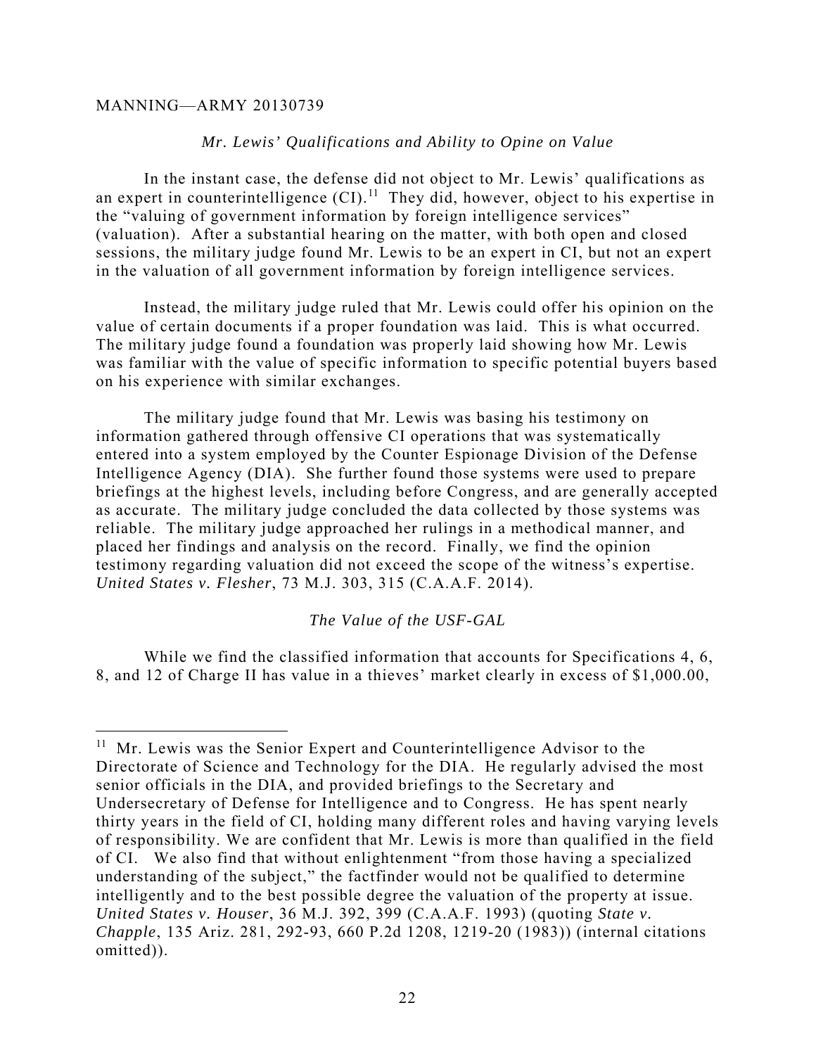*Mr. Lewis' Qualifications and Ability to Opine on Value*

In the instant case, the defense did not object to Mr. Lewis' qualifications as an expert in counterintelligence (CI).[11] They did, however, object to his expertise in the "valuing of government information by foreign intelligence services" (valuation). After a substantial hearing on the matter, with both open and closed sessions, the military judge found Mr. Lewis to be an expert in CI, but not an expert in the valuation of all government information by foreign intelligence services.

Instead, the military judge ruled that Mr. Lewis could offer his opinion on the value of certain documents if a proper foundation was laid. This is what occurred. The military judge found a foundation was properly laid showing how Mr. Lewis was familiar with the value of specific information to specific potential buyers based on his experience with similar exchanges.

The military judge found that Mr. Lewis was basing his testimony on information gathered through offensive CI operations that was systematically entered into a system employed by the Counter Espionage Division of the Defense Intelligence Agency (DIA). She further found those systems were used to prepare briefings at the highest levels, including before Congress, and are generally accepted as accurate. The military judge concluded the data collected by those systems was reliable. The military judge approached her rulings in a methodical manner, and placed her findings and analysis on the record. Finally, we find the opinion testimony regarding valuation did not exceed the scope of the witness's expertise. *United States v. Flesher*, 73 M.J. 303, 315 (C.A.A.F. 2014).

*The Value of the USF-GAL*

While we find the classified information that accounts for Specifications 4, 6, 8, and 12 of Charge II has value in a thieves' market clearly in excess of $1,000.00,

---

[11] Mr. Lewis was the Senior Expert and Counterintelligence Advisor to the Directorate of Science and Technology for the DIA. He regularly advised the most senior officials in the DIA, and provided briefings to the Secretary and Undersecretary of Defense for Intelligence and to Congress. He has spent nearly thirty years in the field of CI, holding many different roles and having varying levels of responsibility. We are confident that Mr. Lewis is more than qualified in the field of CI. We also find that without enlightenment "from those having a specialized understanding of the subject," the factfinder would not be qualified to determine intelligently and to the best possible degree the valuation of the property at issue. *United States v. Houser*, 36 M.J. 392, 399 (C.A.A.F. 1993) (quoting *State v. Chapple*, 135 Ariz. 281, 292-93, 660 P.2d 1208, 1219-20 (1983)) (internal citations omitted)).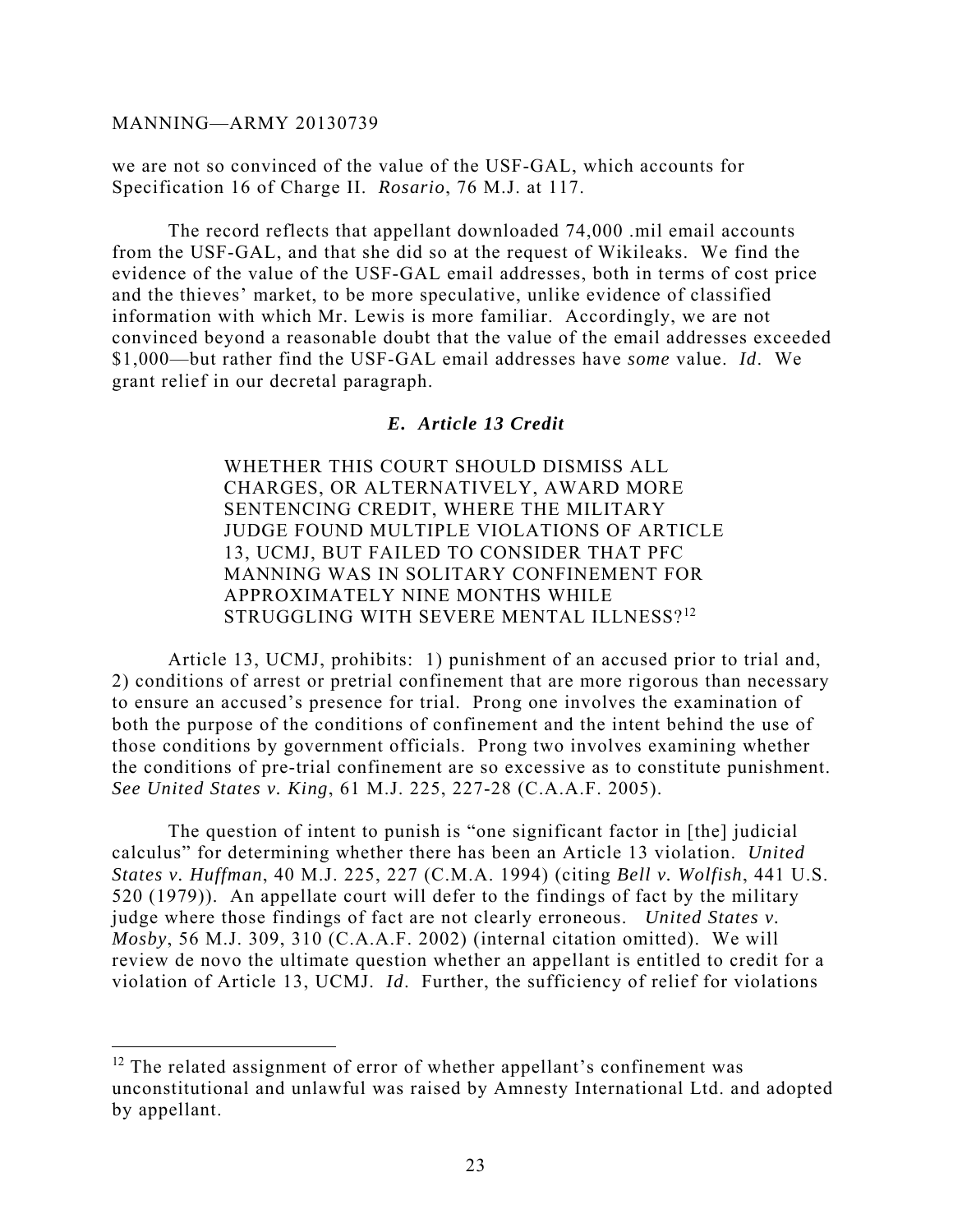we are not so convinced of the value of the USF-GAL, which accounts for Specification 16 of Charge II. *Rosario*, 76 M.J. at 117.

The record reflects that appellant downloaded 74,000 .mil email accounts from the USF-GAL, and that she did so at the request of Wikileaks. We find the evidence of the value of the USF-GAL email addresses, both in terms of cost price and the thieves' market, to be more speculative, unlike evidence of classified information with which Mr. Lewis is more familiar. Accordingly, we are not convinced beyond a reasonable doubt that the value of the email addresses exceeded $1,000—but rather find the USF-GAL email addresses have *some* value. *Id*. We grant relief in our decretal paragraph.

### *E. Article 13 Credit*

> WHETHER THIS COURT SHOULD DISMISS ALL CHARGES, OR ALTERNATIVELY, AWARD MORE SENTENCING CREDIT, WHERE THE MILITARY JUDGE FOUND MULTIPLE VIOLATIONS OF ARTICLE 13, UCMJ, BUT FAILED TO CONSIDER THAT PFC MANNING WAS IN SOLITARY CONFINEMENT FOR APPROXIMATELY NINE MONTHS WHILE STRUGGLING WITH SEVERE MENTAL ILLNESS?[12]

Article 13, UCMJ, prohibits: 1) punishment of an accused prior to trial and, 2) conditions of arrest or pretrial confinement that are more rigorous than necessary to ensure an accused's presence for trial. Prong one involves the examination of both the purpose of the conditions of confinement and the intent behind the use of those conditions by government officials. Prong two involves examining whether the conditions of pre-trial confinement are so excessive as to constitute punishment. *See United States v. King*, 61 M.J. 225, 227-28 (C.A.A.F. 2005).

The question of intent to punish is "one significant factor in [the] judicial calculus" for determining whether there has been an Article 13 violation. *United States v. Huffman*, 40 M.J. 225, 227 (C.M.A. 1994) (citing *Bell v. Wolfish*, 441 U.S. 520 (1979)). An appellate court will defer to the findings of fact by the military judge where those findings of fact are not clearly erroneous. *United States v. Mosby*, 56 M.J. 309, 310 (C.A.A.F. 2002) (internal citation omitted). We will review de novo the ultimate question whether an appellant is entitled to credit for a violation of Article 13, UCMJ. *Id*. Further, the sufficiency of relief for violations

---

[12] The related assignment of error of whether appellant's confinement was unconstitutional and unlawful was raised by Amnesty International Ltd. and adopted by appellant.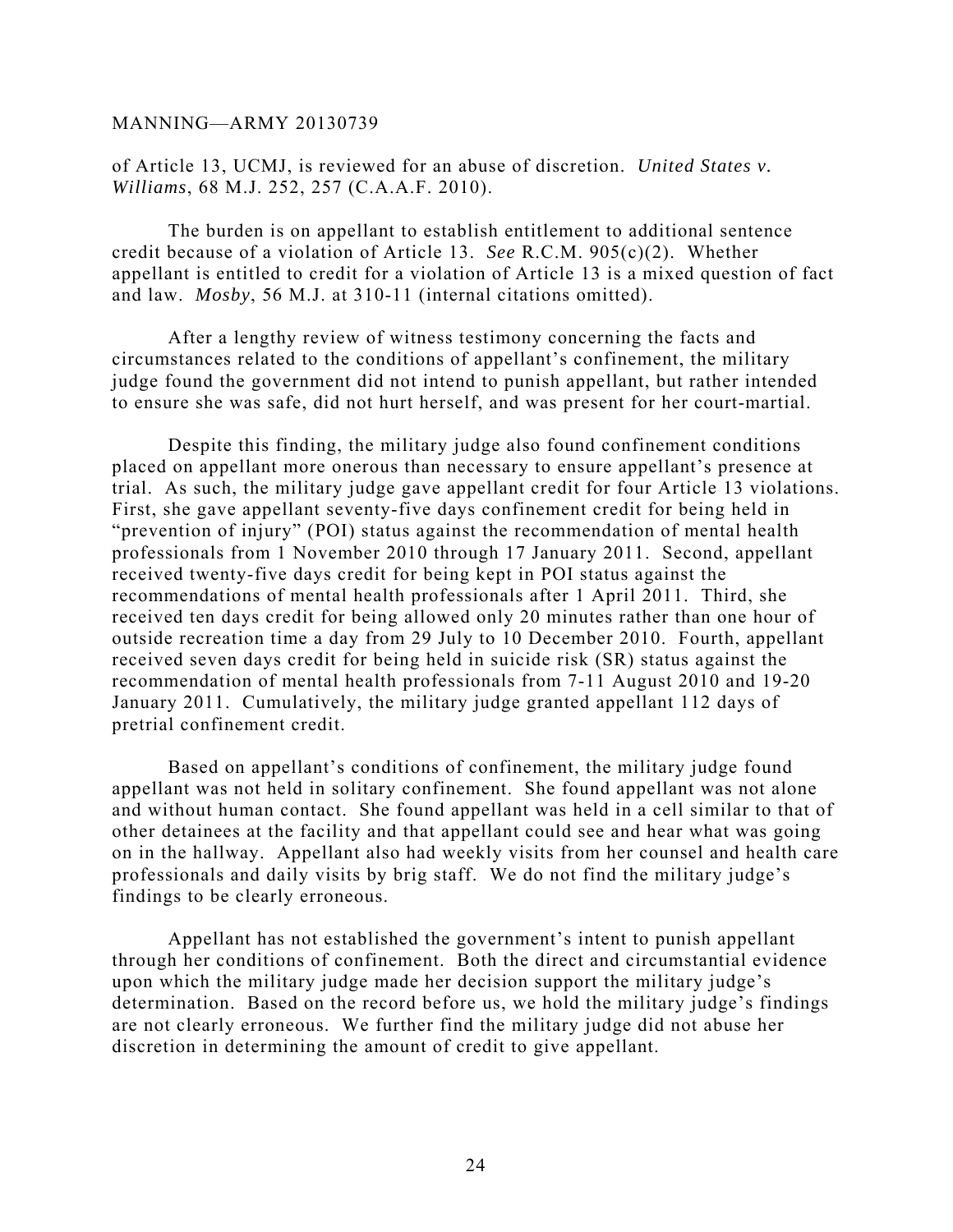of Article 13, UCMJ, is reviewed for an abuse of discretion. *United States v. Williams*, 68 M.J. 252, 257 (C.A.A.F. 2010).

The burden is on appellant to establish entitlement to additional sentence credit because of a violation of Article 13. *See* R.C.M. 905(c)(2). Whether appellant is entitled to credit for a violation of Article 13 is a mixed question of fact and law. *Mosby*, 56 M.J. at 310-11 (internal citations omitted).

After a lengthy review of witness testimony concerning the facts and circumstances related to the conditions of appellant's confinement, the military judge found the government did not intend to punish appellant, but rather intended to ensure she was safe, did not hurt herself, and was present for her court-martial.

Despite this finding, the military judge also found confinement conditions placed on appellant more onerous than necessary to ensure appellant's presence at trial. As such, the military judge gave appellant credit for four Article 13 violations. First, she gave appellant seventy-five days confinement credit for being held in "prevention of injury" (POI) status against the recommendation of mental health professionals from 1 November 2010 through 17 January 2011. Second, appellant received twenty-five days credit for being kept in POI status against the recommendations of mental health professionals after 1 April 2011. Third, she received ten days credit for being allowed only 20 minutes rather than one hour of outside recreation time a day from 29 July to 10 December 2010. Fourth, appellant received seven days credit for being held in suicide risk (SR) status against the recommendation of mental health professionals from 7-11 August 2010 and 19-20 January 2011. Cumulatively, the military judge granted appellant 112 days of pretrial confinement credit.

Based on appellant's conditions of confinement, the military judge found appellant was not held in solitary confinement. She found appellant was not alone and without human contact. She found appellant was held in a cell similar to that of other detainees at the facility and that appellant could see and hear what was going on in the hallway. Appellant also had weekly visits from her counsel and health care professionals and daily visits by brig staff. We do not find the military judge's findings to be clearly erroneous.

Appellant has not established the government's intent to punish appellant through her conditions of confinement. Both the direct and circumstantial evidence upon which the military judge made her decision support the military judge's determination. Based on the record before us, we hold the military judge's findings are not clearly erroneous. We further find the military judge did not abuse her discretion in determining the amount of credit to give appellant.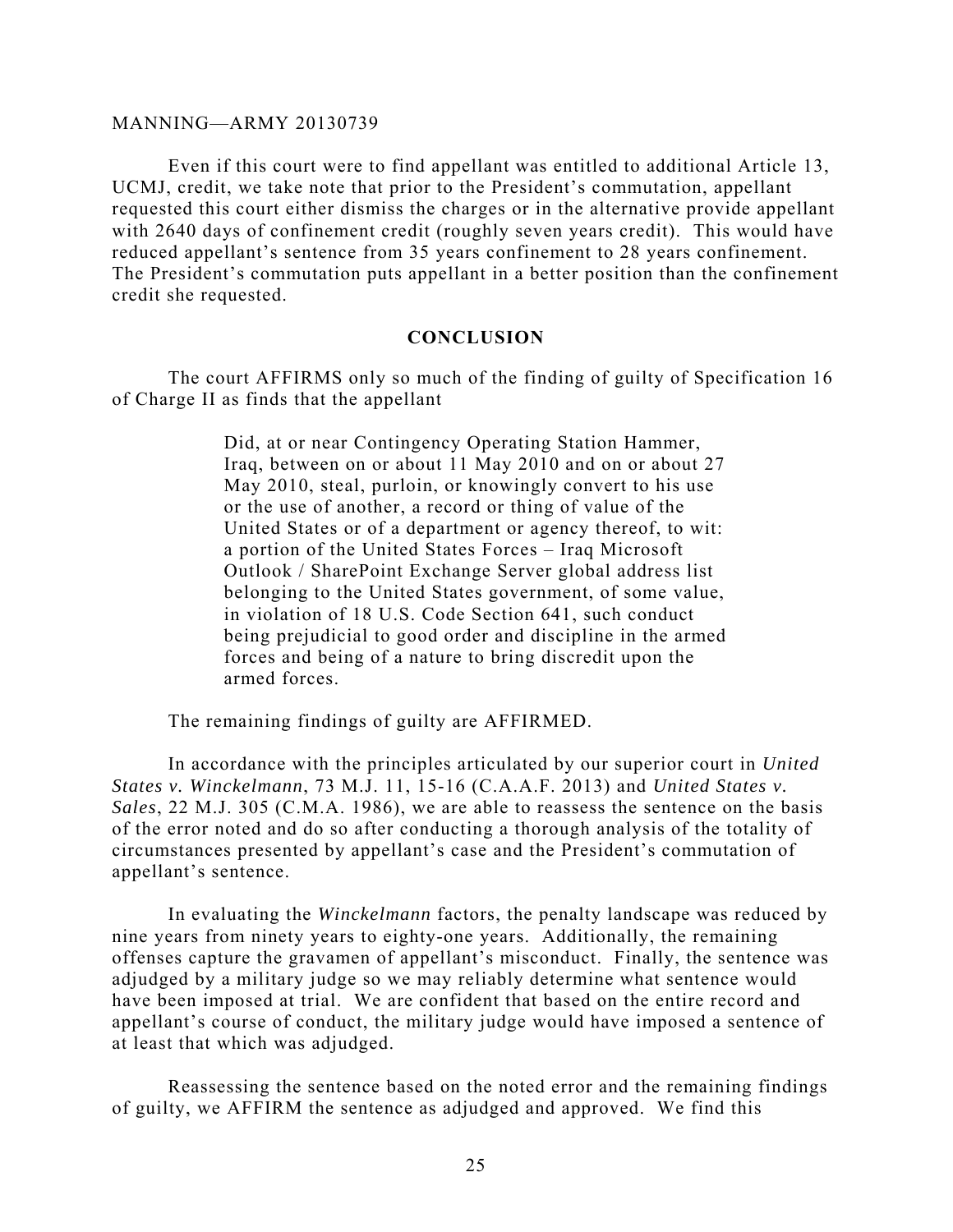Even if this court were to find appellant was entitled to additional Article 13, UCMJ, credit, we take note that prior to the President's commutation, appellant requested this court either dismiss the charges or in the alternative provide appellant with 2640 days of confinement credit (roughly seven years credit). This would have reduced appellant's sentence from 35 years confinement to 28 years confinement. The President's commutation puts appellant in a better position than the confinement credit she requested.

## CONCLUSION

The court AFFIRMS only so much of the finding of guilty of Specification 16 of Charge II as finds that the appellant

> Did, at or near Contingency Operating Station Hammer, Iraq, between on or about 11 May 2010 and on or about 27 May 2010, steal, purloin, or knowingly convert to his use or the use of another, a record or thing of value of the United States or of a department or agency thereof, to wit: a portion of the United States Forces – Iraq Microsoft Outlook / SharePoint Exchange Server global address list belonging to the United States government, of some value, in violation of 18 U.S. Code Section 641, such conduct being prejudicial to good order and discipline in the armed forces and being of a nature to bring discredit upon the armed forces.

The remaining findings of guilty are AFFIRMED.

In accordance with the principles articulated by our superior court in *United States v. Winckelmann*, 73 M.J. 11, 15-16 (C.A.A.F. 2013) and *United States v. Sales*, 22 M.J. 305 (C.M.A. 1986), we are able to reassess the sentence on the basis of the error noted and do so after conducting a thorough analysis of the totality of circumstances presented by appellant's case and the President's commutation of appellant's sentence.

In evaluating the *Winckelmann* factors, the penalty landscape was reduced by nine years from ninety years to eighty-one years. Additionally, the remaining offenses capture the gravamen of appellant's misconduct. Finally, the sentence was adjudged by a military judge so we may reliably determine what sentence would have been imposed at trial. We are confident that based on the entire record and appellant's course of conduct, the military judge would have imposed a sentence of at least that which was adjudged.

Reassessing the sentence based on the noted error and the remaining findings of guilty, we AFFIRM the sentence as adjudged and approved. We find this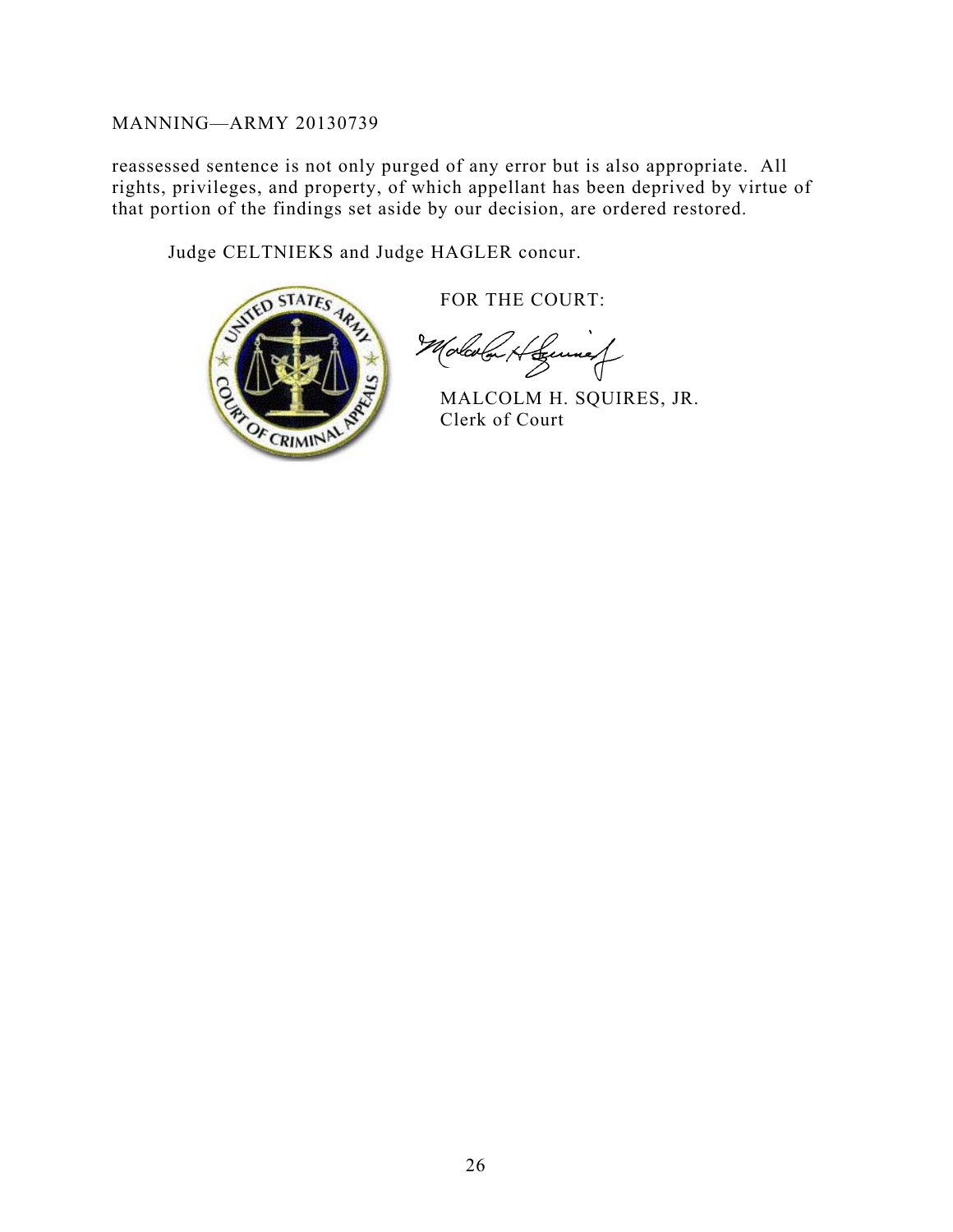reassessed sentence is not only purged of any error but is also appropriate. All rights, privileges, and property, of which appellant has been deprived by virtue of that portion of the findings set aside by our decision, are ordered restored.

Judge CELTNIEKS and Judge HAGLER concur.

FOR THE COURT:

MALCOLM H. SQUIRES, JR.
Clerk of Court